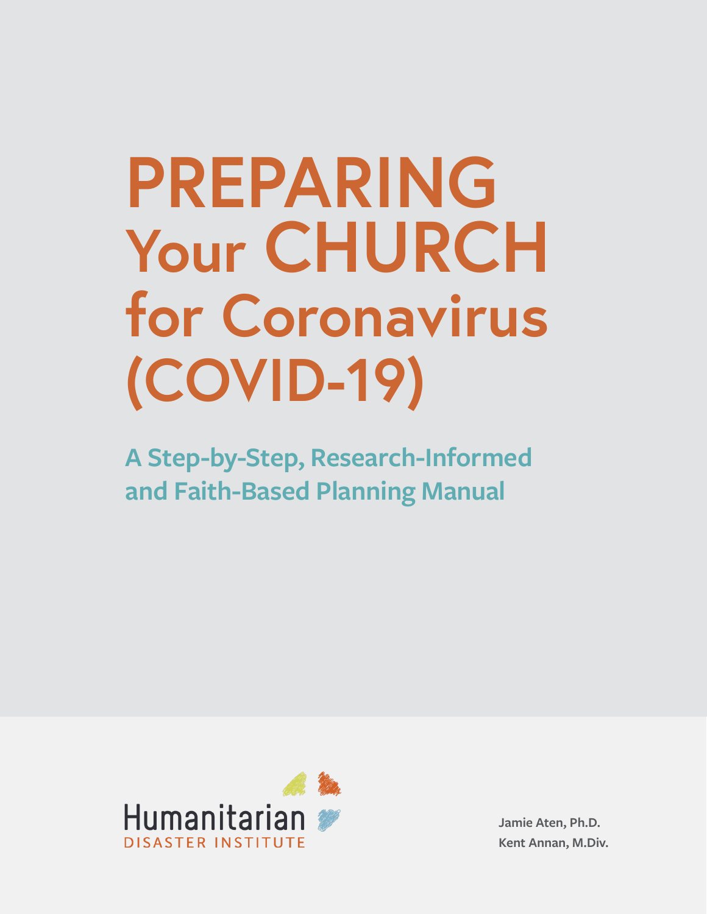# PREPARING Your CHURCH for Coronavirus (COVID-19)

## A Step-by-Step, Research-Informed and Faith-Based Planning Manual

Humanitarian
DISASTER INSTITUTE

**Jamie Aten, Ph.D.**
**Kent Annan, M.Div.**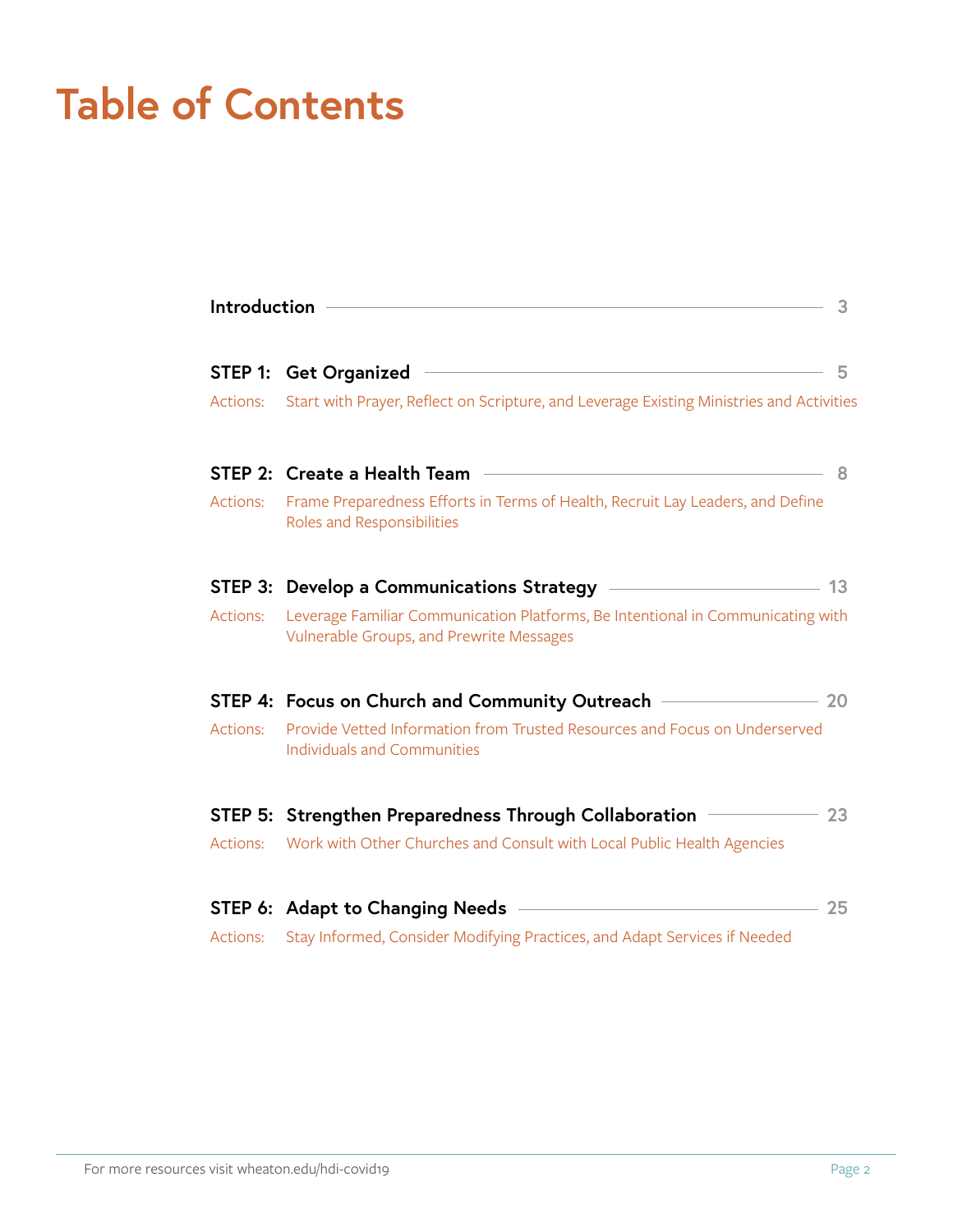# Table of Contents

**Introduction** — 3

**STEP 1: Get Organized** — 5

Actions: Start with Prayer, Reflect on Scripture, and Leverage Existing Ministries and Activities

**STEP 2: Create a Health Team** — 8

Actions: Frame Preparedness Efforts in Terms of Health, Recruit Lay Leaders, and Define Roles and Responsibilities

**STEP 3: Develop a Communications Strategy** — 13

Actions: Leverage Familiar Communication Platforms, Be Intentional in Communicating with Vulnerable Groups, and Prewrite Messages

**STEP 4: Focus on Church and Community Outreach** — 20

Actions: Provide Vetted Information from Trusted Resources and Focus on Underserved Individuals and Communities

**STEP 5: Strengthen Preparedness Through Collaboration** — 23

Actions: Work with Other Churches and Consult with Local Public Health Agencies

**STEP 6: Adapt to Changing Needs** — 25

Actions: Stay Informed, Consider Modifying Practices, and Adapt Services if Needed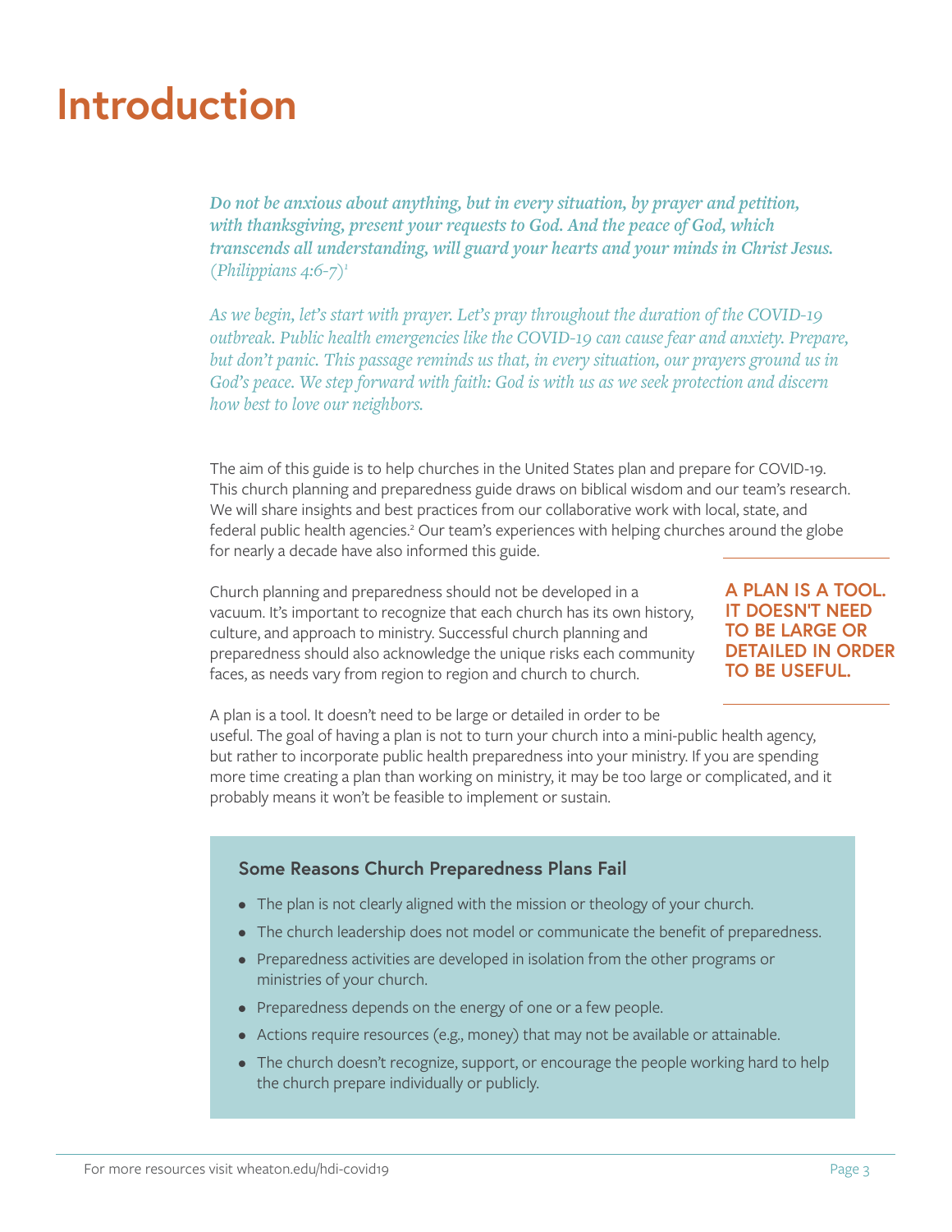# Introduction

*Do not be anxious about anything, but in every situation, by prayer and petition, with thanksgiving, present your requests to God. And the peace of God, which transcends all understanding, will guard your hearts and your minds in Christ Jesus. (Philippians 4:6-7)*[1]

*As we begin, let's start with prayer. Let's pray throughout the duration of the COVID-19 outbreak. Public health emergencies like the COVID-19 can cause fear and anxiety. Prepare, but don't panic. This passage reminds us that, in every situation, our prayers ground us in God's peace. We step forward with faith: God is with us as we seek protection and discern how best to love our neighbors.*

The aim of this guide is to help churches in the United States plan and prepare for COVID-19. This church planning and preparedness guide draws on biblical wisdom and our team's research. We will share insights and best practices from our collaborative work with local, state, and federal public health agencies.[2] Our team's experiences with helping churches around the globe for nearly a decade have also informed this guide.

Church planning and preparedness should not be developed in a vacuum. It's important to recognize that each church has its own history, culture, and approach to ministry. Successful church planning and preparedness should also acknowledge the unique risks each community faces, as needs vary from region to region and church to church.

**A PLAN IS A TOOL. IT DOESN'T NEED TO BE LARGE OR DETAILED IN ORDER TO BE USEFUL.**

A plan is a tool. It doesn't need to be large or detailed in order to be useful. The goal of having a plan is not to turn your church into a mini-public health agency, but rather to incorporate public health preparedness into your ministry. If you are spending more time creating a plan than working on ministry, it may be too large or complicated, and it probably means it won't be feasible to implement or sustain.

### Some Reasons Church Preparedness Plans Fail

- The plan is not clearly aligned with the mission or theology of your church.
- The church leadership does not model or communicate the benefit of preparedness.
- Preparedness activities are developed in isolation from the other programs or ministries of your church.
- Preparedness depends on the energy of one or a few people.
- Actions require resources (e.g., money) that may not be available or attainable.
- The church doesn't recognize, support, or encourage the people working hard to help the church prepare individually or publicly.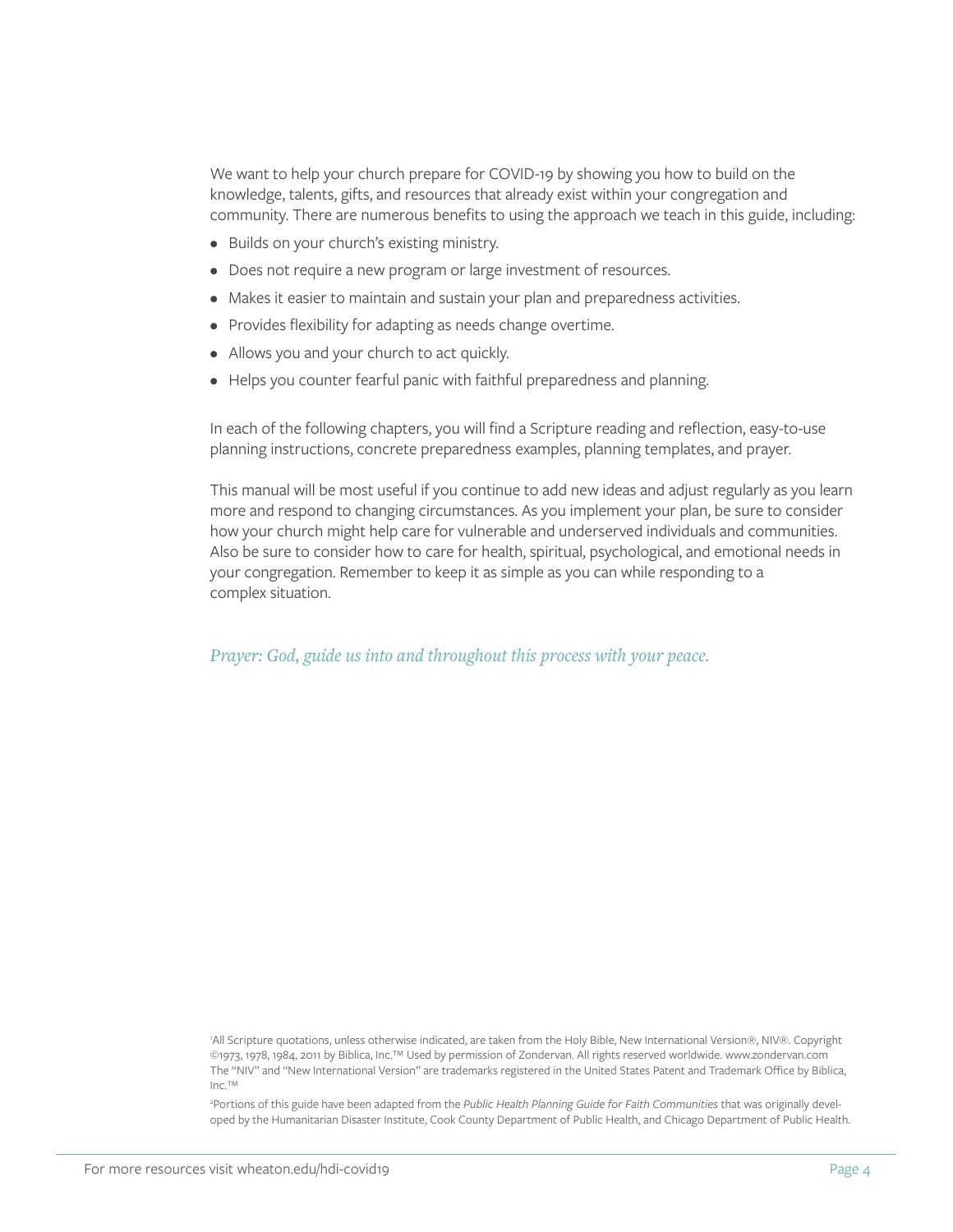We want to help your church prepare for COVID-19 by showing you how to build on the knowledge, talents, gifts, and resources that already exist within your congregation and community. There are numerous benefits to using the approach we teach in this guide, including:

- Builds on your church's existing ministry.
- Does not require a new program or large investment of resources.
- Makes it easier to maintain and sustain your plan and preparedness activities.
- Provides flexibility for adapting as needs change overtime.
- Allows you and your church to act quickly.
- Helps you counter fearful panic with faithful preparedness and planning.

In each of the following chapters, you will find a Scripture reading and reflection, easy-to-use planning instructions, concrete preparedness examples, planning templates, and prayer.

This manual will be most useful if you continue to add new ideas and adjust regularly as you learn more and respond to changing circumstances. As you implement your plan, be sure to consider how your church might help care for vulnerable and underserved individuals and communities. Also be sure to consider how to care for health, spiritual, psychological, and emotional needs in your congregation. Remember to keep it as simple as you can while responding to a complex situation.

*Prayer: God, guide us into and throughout this process with your peace.*

[1]All Scripture quotations, unless otherwise indicated, are taken from the Holy Bible, New International Version®, NIV®. Copyright ©1973, 1978, 1984, 2011 by Biblica, Inc.™ Used by permission of Zondervan. All rights reserved worldwide. www.zondervan.com The "NIV" and "New International Version" are trademarks registered in the United States Patent and Trademark Office by Biblica, Inc.™

[2]Portions of this guide have been adapted from the *Public Health Planning Guide for Faith Communities* that was originally developed by the Humanitarian Disaster Institute, Cook County Department of Public Health, and Chicago Department of Public Health.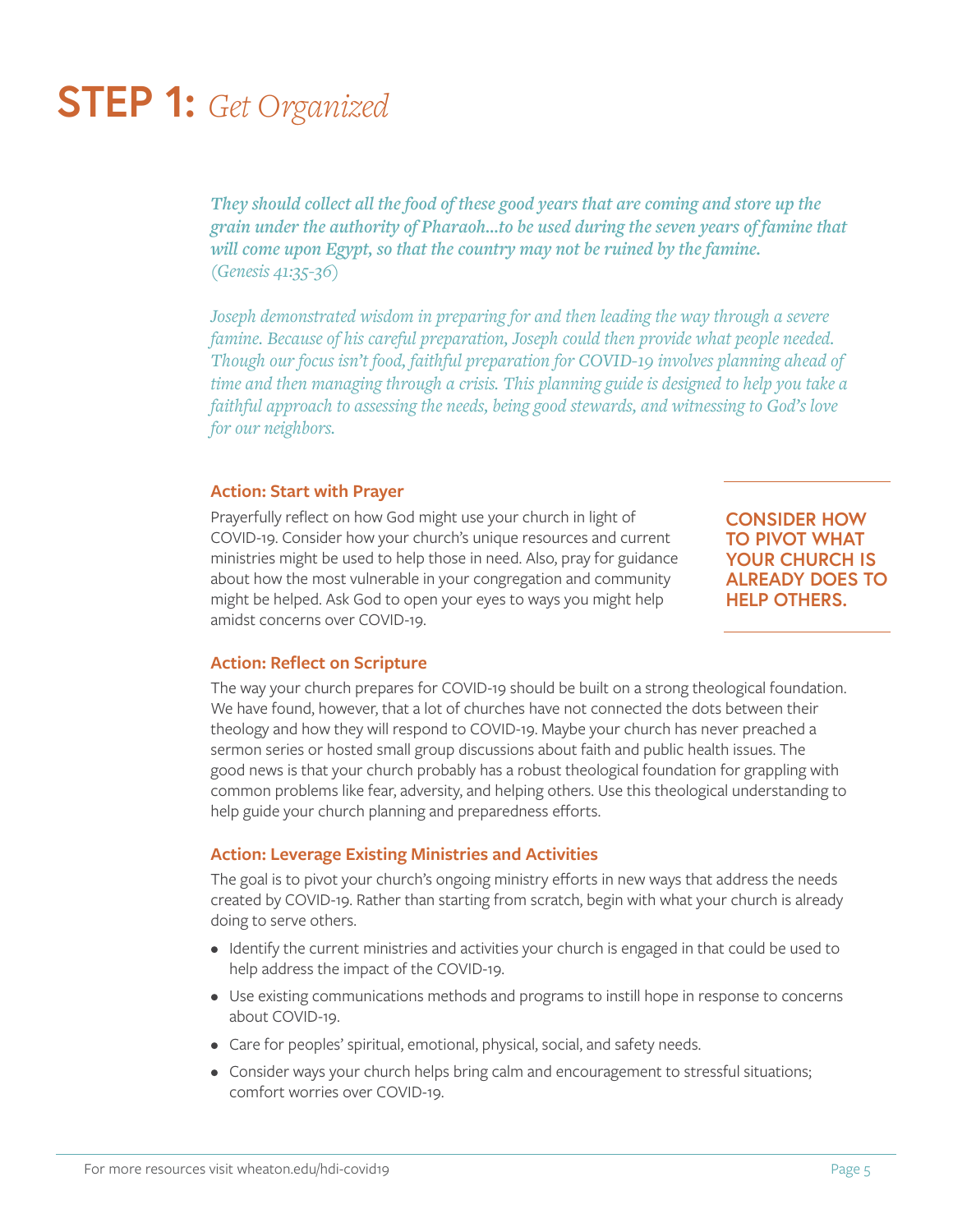# STEP 1: *Get Organized*

*They should collect all the food of these good years that are coming and store up the grain under the authority of Pharaoh...to be used during the seven years of famine that will come upon Egypt, so that the country may not be ruined by the famine.* (Genesis 41:35-36)

*Joseph demonstrated wisdom in preparing for and then leading the way through a severe famine. Because of his careful preparation, Joseph could then provide what people needed. Though our focus isn't food, faithful preparation for COVID-19 involves planning ahead of time and then managing through a crisis. This planning guide is designed to help you take a faithful approach to assessing the needs, being good stewards, and witnessing to God's love for our neighbors.*

### Action: Start with Prayer

Prayerfully reflect on how God might use your church in light of COVID-19. Consider how your church's unique resources and current ministries might be used to help those in need. Also, pray for guidance about how the most vulnerable in your congregation and community might be helped. Ask God to open your eyes to ways you might help amidst concerns over COVID-19.

**CONSIDER HOW TO PIVOT WHAT YOUR CHURCH IS ALREADY DOES TO HELP OTHERS.**

### Action: Reflect on Scripture

The way your church prepares for COVID-19 should be built on a strong theological foundation. We have found, however, that a lot of churches have not connected the dots between their theology and how they will respond to COVID-19. Maybe your church has never preached a sermon series or hosted small group discussions about faith and public health issues. The good news is that your church probably has a robust theological foundation for grappling with common problems like fear, adversity, and helping others. Use this theological understanding to help guide your church planning and preparedness efforts.

### Action: Leverage Existing Ministries and Activities

The goal is to pivot your church's ongoing ministry efforts in new ways that address the needs created by COVID-19. Rather than starting from scratch, begin with what your church is already doing to serve others.

- Identify the current ministries and activities your church is engaged in that could be used to help address the impact of the COVID-19.
- Use existing communications methods and programs to instill hope in response to concerns about COVID-19.
- Care for peoples' spiritual, emotional, physical, social, and safety needs.
- Consider ways your church helps bring calm and encouragement to stressful situations; comfort worries over COVID-19.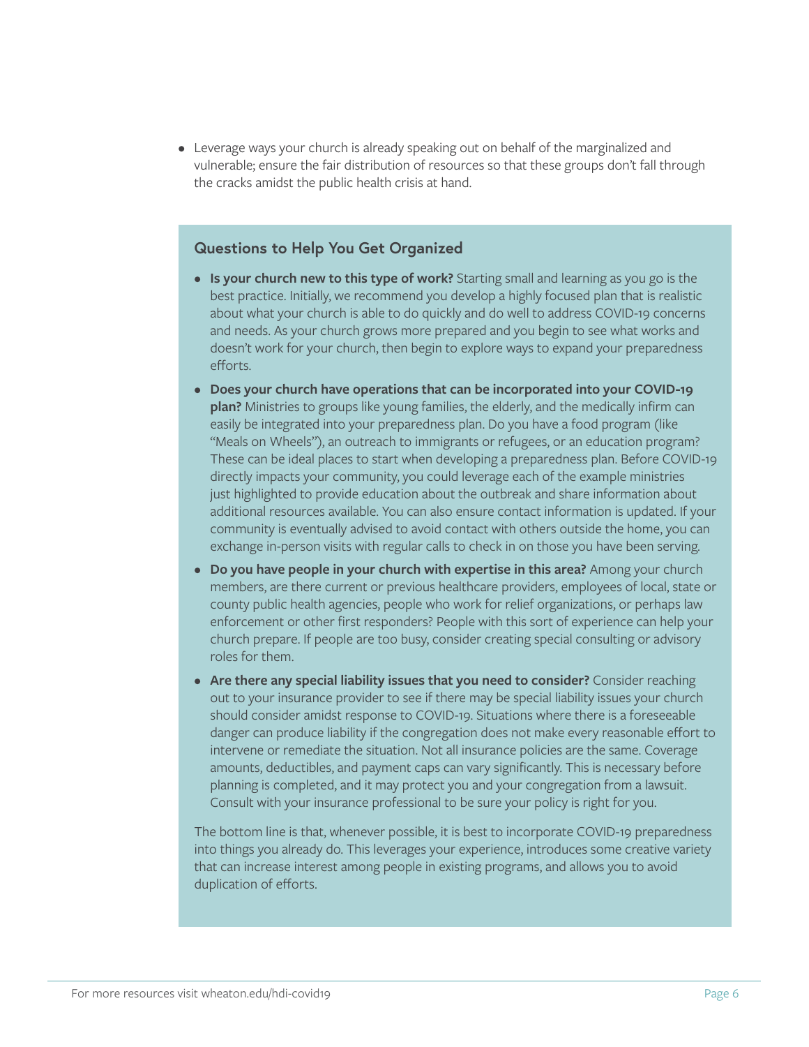- Leverage ways your church is already speaking out on behalf of the marginalized and vulnerable; ensure the fair distribution of resources so that these groups don't fall through the cracks amidst the public health crisis at hand.

### Questions to Help You Get Organized

- **Is your church new to this type of work?** Starting small and learning as you go is the best practice. Initially, we recommend you develop a highly focused plan that is realistic about what your church is able to do quickly and do well to address COVID-19 concerns and needs. As your church grows more prepared and you begin to see what works and doesn't work for your church, then begin to explore ways to expand your preparedness efforts.
- **Does your church have operations that can be incorporated into your COVID-19 plan?** Ministries to groups like young families, the elderly, and the medically infirm can easily be integrated into your preparedness plan. Do you have a food program (like "Meals on Wheels"), an outreach to immigrants or refugees, or an education program? These can be ideal places to start when developing a preparedness plan. Before COVID-19 directly impacts your community, you could leverage each of the example ministries just highlighted to provide education about the outbreak and share information about additional resources available. You can also ensure contact information is updated. If your community is eventually advised to avoid contact with others outside the home, you can exchange in-person visits with regular calls to check in on those you have been serving.
- **Do you have people in your church with expertise in this area?** Among your church members, are there current or previous healthcare providers, employees of local, state or county public health agencies, people who work for relief organizations, or perhaps law enforcement or other first responders? People with this sort of experience can help your church prepare. If people are too busy, consider creating special consulting or advisory roles for them.
- **Are there any special liability issues that you need to consider?** Consider reaching out to your insurance provider to see if there may be special liability issues your church should consider amidst response to COVID-19. Situations where there is a foreseeable danger can produce liability if the congregation does not make every reasonable effort to intervene or remediate the situation. Not all insurance policies are the same. Coverage amounts, deductibles, and payment caps can vary significantly. This is necessary before planning is completed, and it may protect you and your congregation from a lawsuit. Consult with your insurance professional to be sure your policy is right for you.

The bottom line is that, whenever possible, it is best to incorporate COVID-19 preparedness into things you already do. This leverages your experience, introduces some creative variety that can increase interest among people in existing programs, and allows you to avoid duplication of efforts.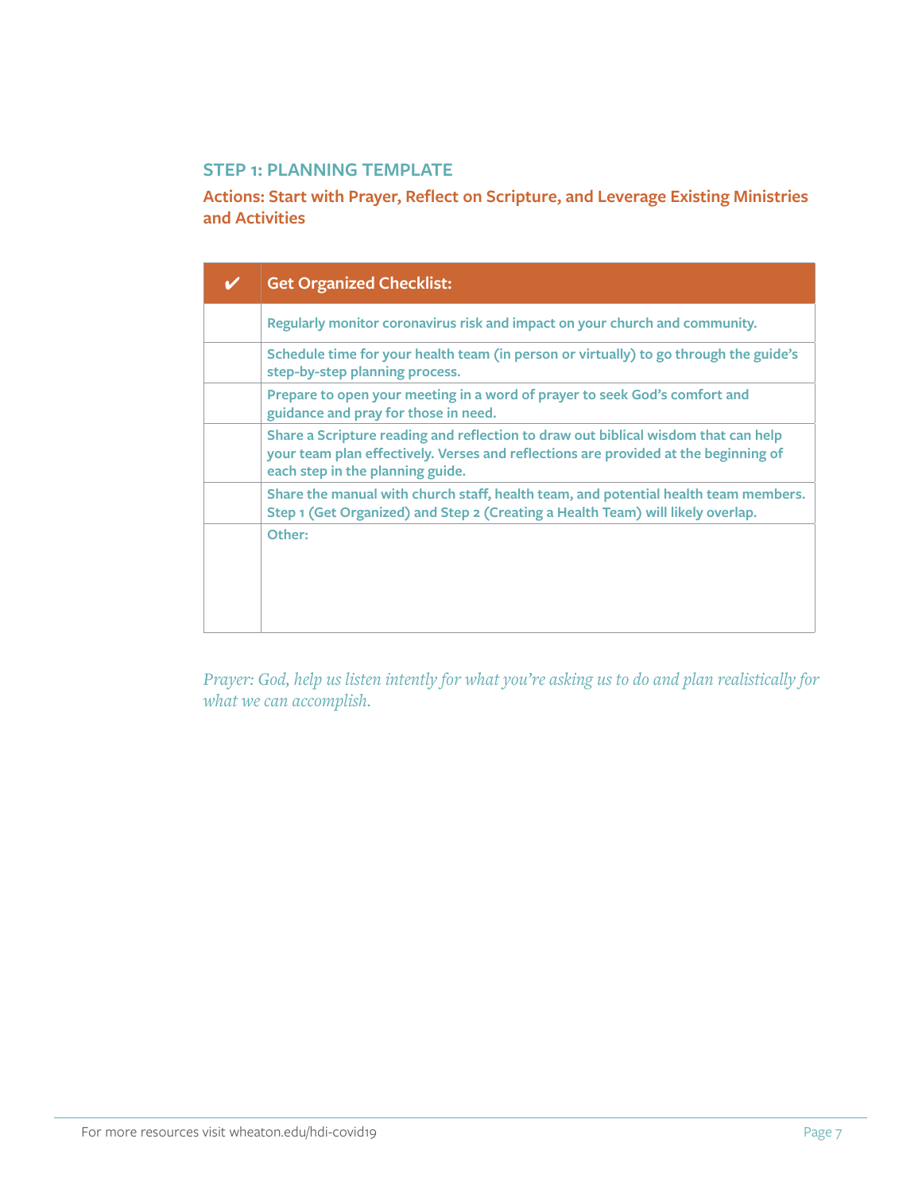## STEP 1: PLANNING TEMPLATE

### Actions: Start with Prayer, Reflect on Scripture, and Leverage Existing Ministries and Activities

| ✔ | Get Organized Checklist: |
| --- | --- |
| | Regularly monitor coronavirus risk and impact on your church and community. |
| | Schedule time for your health team (in person or virtually) to go through the guide's step-by-step planning process. |
| | Prepare to open your meeting in a word of prayer to seek God's comfort and guidance and pray for those in need. |
| | Share a Scripture reading and reflection to draw out biblical wisdom that can help your team plan effectively. Verses and reflections are provided at the beginning of each step in the planning guide. |
| | Share the manual with church staff, health team, and potential health team members. Step 1 (Get Organized) and Step 2 (Creating a Health Team) will likely overlap. |
| | Other: |

*Prayer: God, help us listen intently for what you're asking us to do and plan realistically for what we can accomplish.*

For more resources visit wheaton.edu/hdi-covid19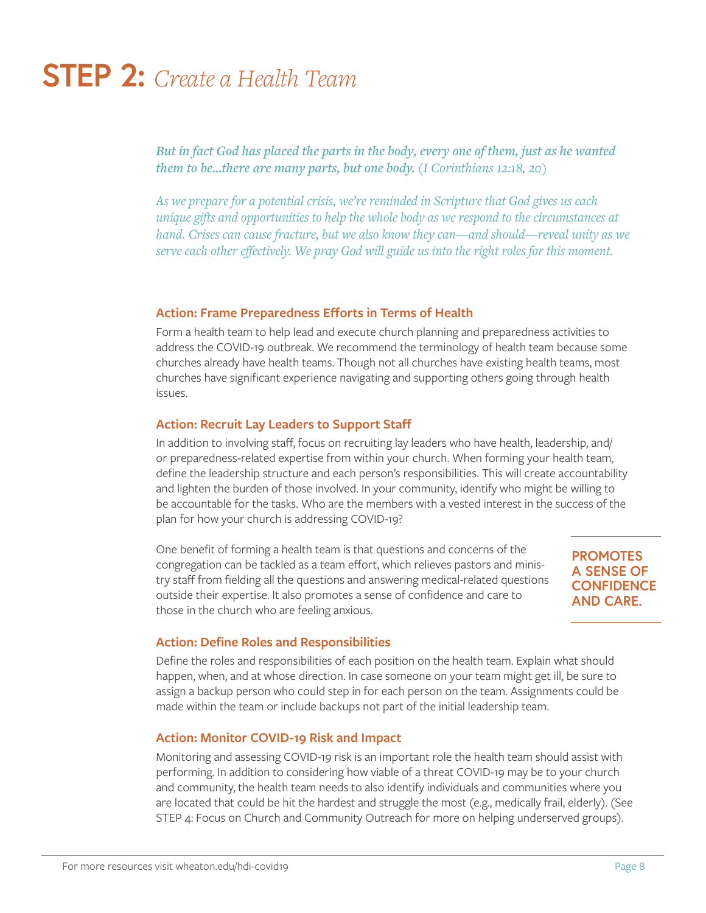# STEP 2: *Create a Health Team*

***But in fact God has placed the parts in the body, every one of them, just as he wanted them to be...there are many parts, but one body.*** *(I Corinthians 12:18, 20)*

*As we prepare for a potential crisis, we're reminded in Scripture that God gives us each unique gifts and opportunities to help the whole body as we respond to the circumstances at hand. Crises can cause fracture, but we also know they can—and should—reveal unity as we serve each other effectively. We pray God will guide us into the right roles for this moment.*

### Action: Frame Preparedness Efforts in Terms of Health

Form a health team to help lead and execute church planning and preparedness activities to address the COVID-19 outbreak. We recommend the terminology of health team because some churches already have health teams. Though not all churches have existing health teams, most churches have significant experience navigating and supporting others going through health issues.

### Action: Recruit Lay Leaders to Support Staff

In addition to involving staff, focus on recruiting lay leaders who have health, leadership, and/or preparedness-related expertise from within your church. When forming your health team, define the leadership structure and each person's responsibilities. This will create accountability and lighten the burden of those involved. In your community, identify who might be willing to be accountable for the tasks. Who are the members with a vested interest in the success of the plan for how your church is addressing COVID-19?

One benefit of forming a health team is that questions and concerns of the congregation can be tackled as a team effort, which relieves pastors and ministry staff from fielding all the questions and answering medical-related questions outside their expertise. It also promotes a sense of confidence and care to those in the church who are feeling anxious.

**PROMOTES A SENSE OF CONFIDENCE AND CARE.**

### Action: Define Roles and Responsibilities

Define the roles and responsibilities of each position on the health team. Explain what should happen, when, and at whose direction. In case someone on your team might get ill, be sure to assign a backup person who could step in for each person on the team. Assignments could be made within the team or include backups not part of the initial leadership team.

### Action: Monitor COVID-19 Risk and Impact

Monitoring and assessing COVID-19 risk is an important role the health team should assist with performing. In addition to considering how viable of a threat COVID-19 may be to your church and community, the health team needs to also identify individuals and communities where you are located that could be hit the hardest and struggle the most (e.g., medically frail, elderly). (See STEP 4: Focus on Church and Community Outreach for more on helping underserved groups).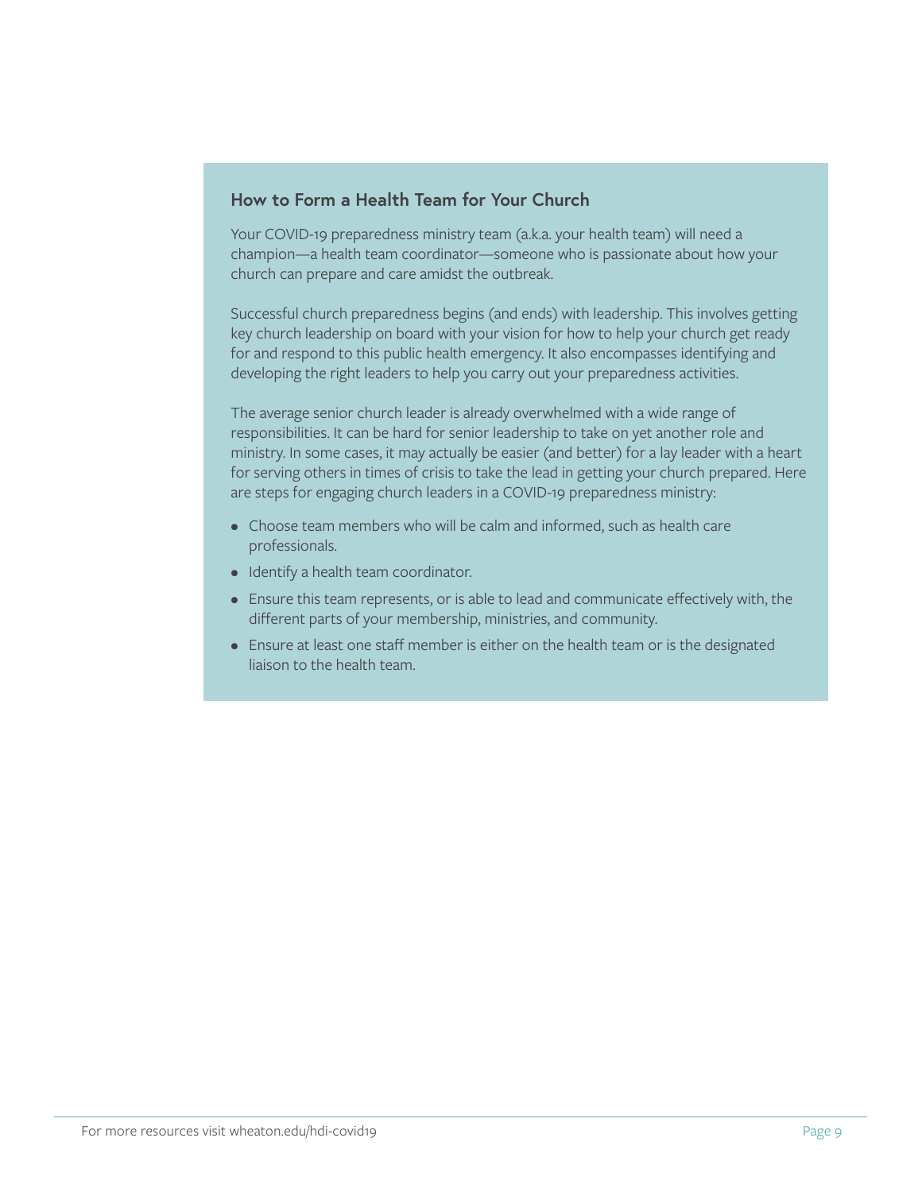## How to Form a Health Team for Your Church

Your COVID-19 preparedness ministry team (a.k.a. your health team) will need a champion—a health team coordinator—someone who is passionate about how your church can prepare and care amidst the outbreak.

Successful church preparedness begins (and ends) with leadership. This involves getting key church leadership on board with your vision for how to help your church get ready for and respond to this public health emergency. It also encompasses identifying and developing the right leaders to help you carry out your preparedness activities.

The average senior church leader is already overwhelmed with a wide range of responsibilities. It can be hard for senior leadership to take on yet another role and ministry. In some cases, it may actually be easier (and better) for a lay leader with a heart for serving others in times of crisis to take the lead in getting your church prepared. Here are steps for engaging church leaders in a COVID-19 preparedness ministry:

- Choose team members who will be calm and informed, such as health care professionals.
- Identify a health team coordinator.
- Ensure this team represents, or is able to lead and communicate effectively with, the different parts of your membership, ministries, and community.
- Ensure at least one staff member is either on the health team or is the designated liaison to the health team.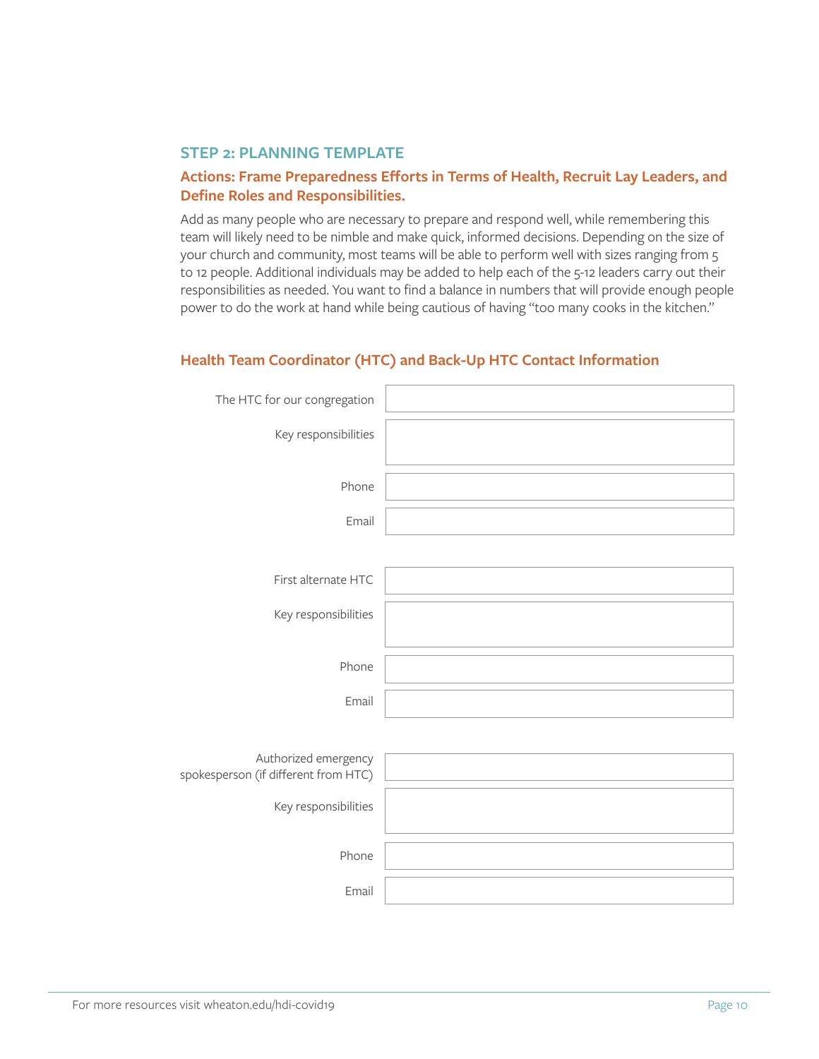## STEP 2: PLANNING TEMPLATE

### Actions: Frame Preparedness Efforts in Terms of Health, Recruit Lay Leaders, and Define Roles and Responsibilities.

Add as many people who are necessary to prepare and respond well, while remembering this team will likely need to be nimble and make quick, informed decisions. Depending on the size of your church and community, most teams will be able to perform well with sizes ranging from 5 to 12 people. Additional individuals may be added to help each of the 5-12 leaders carry out their responsibilities as needed. You want to find a balance in numbers that will provide enough people power to do the work at hand while being cautious of having "too many cooks in the kitchen."

### Health Team Coordinator (HTC) and Back-Up HTC Contact Information

| | |
|---|---|
| The HTC for our congregation | |
| Key responsibilities | |
| Phone | |
| Email | |

| | |
|---|---|
| First alternate HTC | |
| Key responsibilities | |
| Phone | |
| Email | |

| | |
|---|---|
| Authorized emergency spokesperson (if different from HTC) | |
| Key responsibilities | |
| Phone | |
| Email | |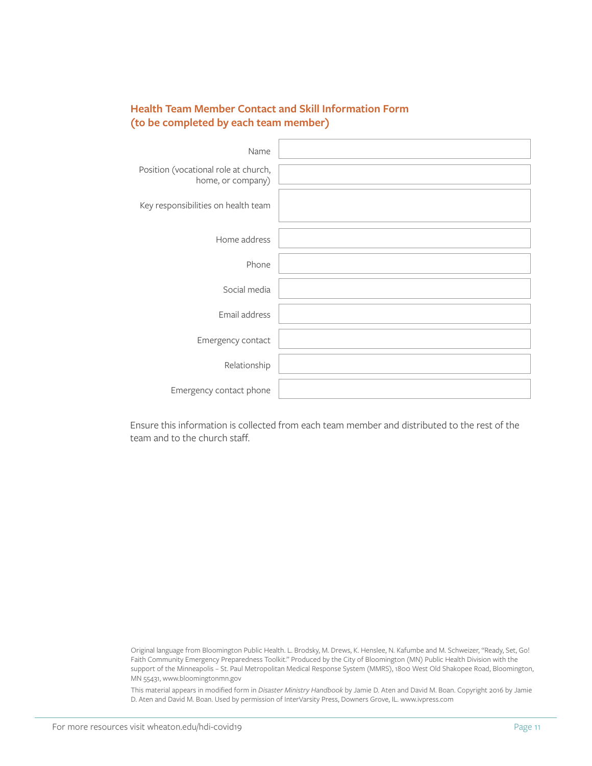## Health Team Member Contact and Skill Information Form (to be completed by each team member)

| | |
|---|---|
| Name | |
| Position (vocational role at church, home, or company) | |
| Key responsibilities on health team | |
| Home address | |
| Phone | |
| Social media | |
| Email address | |
| Emergency contact | |
| Relationship | |
| Emergency contact phone | |

Ensure this information is collected from each team member and distributed to the rest of the team and to the church staff.

Original language from Bloomington Public Health. L. Brodsky, M. Drews, K. Henslee, N. Kafumbe and M. Schweizer, "Ready, Set, Go! Faith Community Emergency Preparedness Toolkit." Produced by the City of Bloomington (MN) Public Health Division with the support of the Minneapolis – St. Paul Metropolitan Medical Response System (MMRS), 1800 West Old Shakopee Road, Bloomington, MN 55431, www.bloomingtonmn.gov

This material appears in modified form in *Disaster Ministry Handbook* by Jamie D. Aten and David M. Boan. Copyright 2016 by Jamie D. Aten and David M. Boan. Used by permission of InterVarsity Press, Downers Grove, IL. www.ivpress.com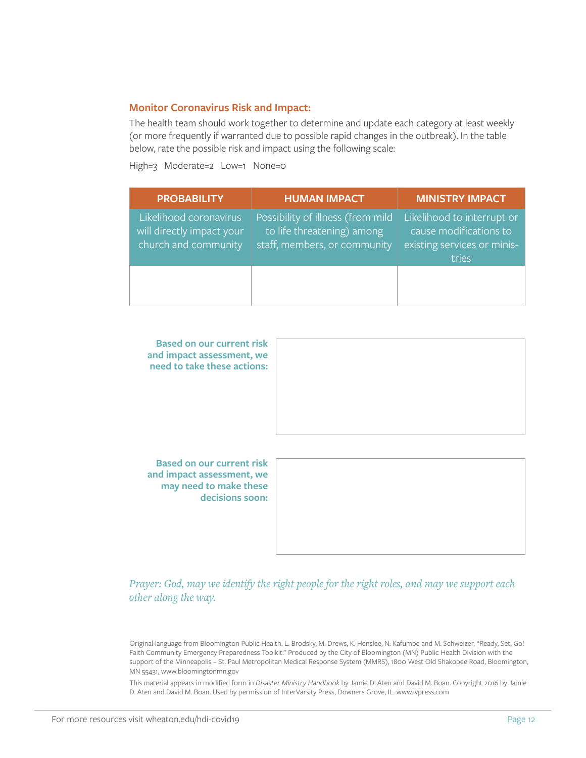### Monitor Coronavirus Risk and Impact:

The health team should work together to determine and update each category at least weekly (or more frequently if warranted due to possible rapid changes in the outbreak). In the table below, rate the possible risk and impact using the following scale:

High=3 Moderate=2 Low=1 None=0

| PROBABILITY | HUMAN IMPACT | MINISTRY IMPACT |
|---|---|---|
| Likelihood coronavirus will directly impact your church and community | Possibility of illness (from mild to life threatening) among staff, members, or community | Likelihood to interrupt or cause modifications to existing services or ministries |
| | | |

**Based on our current risk and impact assessment, we need to take these actions:**

**Based on our current risk and impact assessment, we may need to make these decisions soon:**

*Prayer: God, may we identify the right people for the right roles, and may we support each other along the way.*

Original language from Bloomington Public Health. L. Brodsky, M. Drews, K. Henslee, N. Kafumbe and M. Schweizer, "Ready, Set, Go! Faith Community Emergency Preparedness Toolkit." Produced by the City of Bloomington (MN) Public Health Division with the support of the Minneapolis – St. Paul Metropolitan Medical Response System (MMRS), 1800 West Old Shakopee Road, Bloomington, MN 55431, www.bloomingtonmn.gov

This material appears in modified form in *Disaster Ministry Handbook* by Jamie D. Aten and David M. Boan. Copyright 2016 by Jamie D. Aten and David M. Boan. Used by permission of InterVarsity Press, Downers Grove, IL. www.ivpress.com

For more resources visit wheaton.edu/hdi-covid19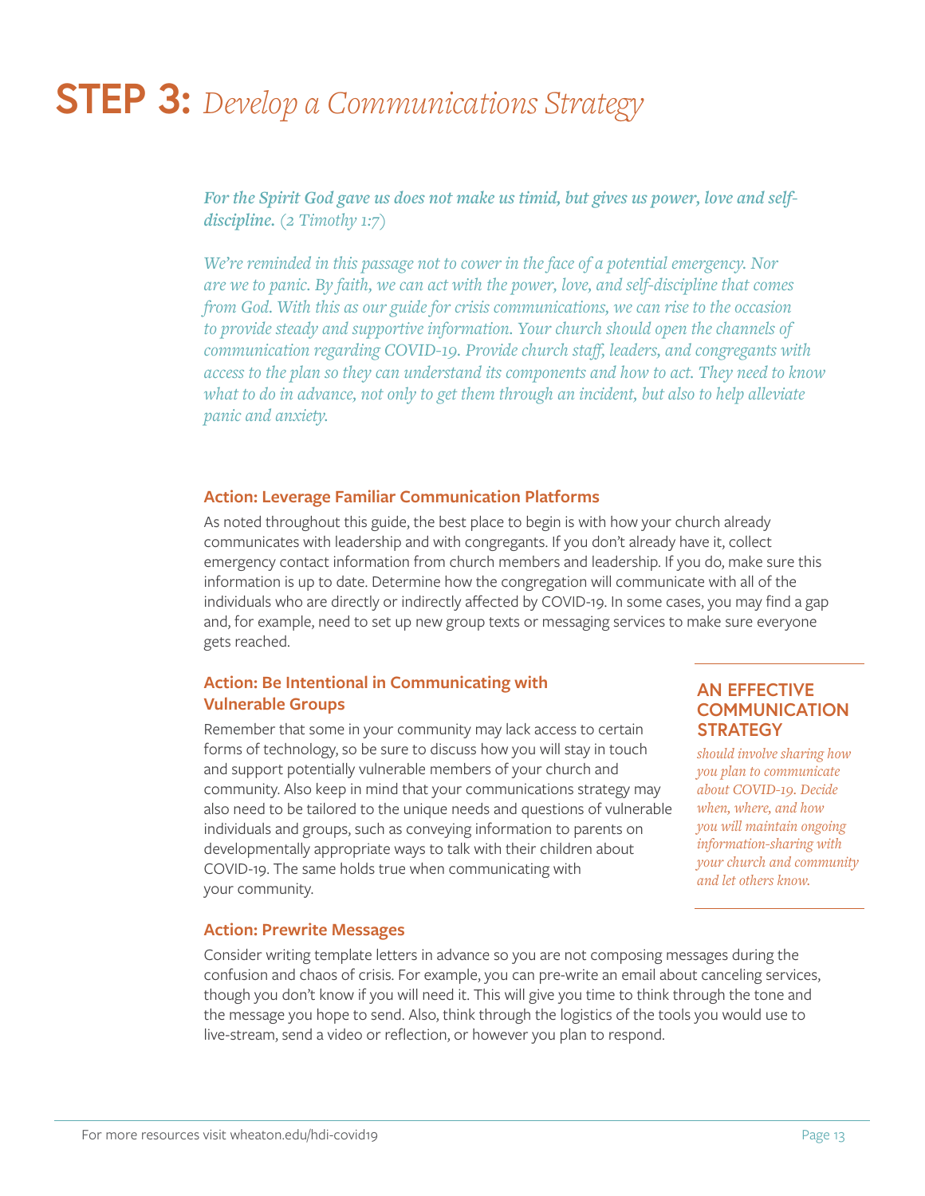# **STEP 3:** *Develop a Communications Strategy*

***For the Spirit God gave us does not make us timid, but gives us power, love and self-discipline.*** *(2 Timothy 1:7)*

*We're reminded in this passage not to cower in the face of a potential emergency. Nor are we to panic. By faith, we can act with the power, love, and self-discipline that comes from God. With this as our guide for crisis communications, we can rise to the occasion to provide steady and supportive information. Your church should open the channels of communication regarding COVID-19. Provide church staff, leaders, and congregants with access to the plan so they can understand its components and how to act. They need to know what to do in advance, not only to get them through an incident, but also to help alleviate panic and anxiety.*

### Action: Leverage Familiar Communication Platforms

As noted throughout this guide, the best place to begin is with how your church already communicates with leadership and with congregants. If you don't already have it, collect emergency contact information from church members and leadership. If you do, make sure this information is up to date. Determine how the congregation will communicate with all of the individuals who are directly or indirectly affected by COVID-19. In some cases, you may find a gap and, for example, need to set up new group texts or messaging services to make sure everyone gets reached.

### Action: Be Intentional in Communicating with Vulnerable Groups

Remember that some in your community may lack access to certain forms of technology, so be sure to discuss how you will stay in touch and support potentially vulnerable members of your church and community. Also keep in mind that your communications strategy may also need to be tailored to the unique needs and questions of vulnerable individuals and groups, such as conveying information to parents on developmentally appropriate ways to talk with their children about COVID-19. The same holds true when communicating with your community.

**AN EFFECTIVE COMMUNICATION STRATEGY**

*should involve sharing how you plan to communicate about COVID-19. Decide when, where, and how you will maintain ongoing information-sharing with your church and community and let others know.*

### Action: Prewrite Messages

Consider writing template letters in advance so you are not composing messages during the confusion and chaos of crisis. For example, you can pre-write an email about canceling services, though you don't know if you will need it. This will give you time to think through the tone and the message you hope to send. Also, think through the logistics of the tools you would use to live-stream, send a video or reflection, or however you plan to respond.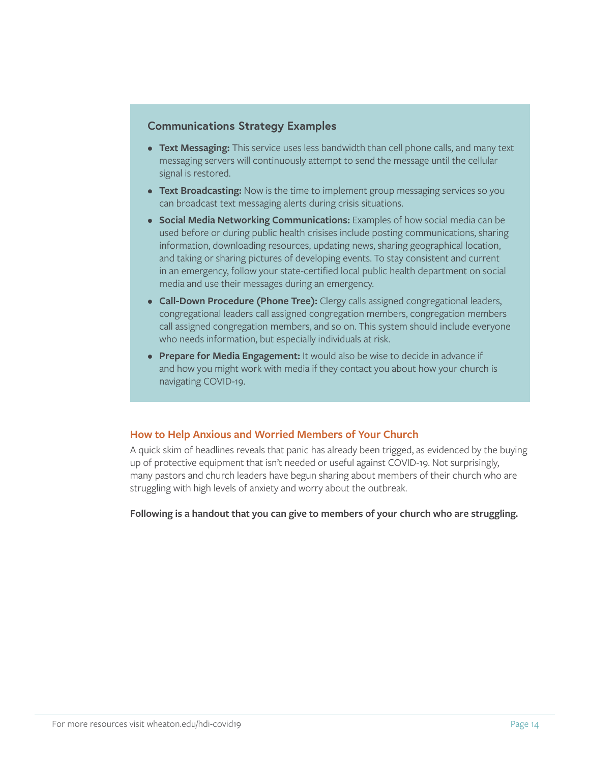### Communications Strategy Examples

- **Text Messaging:** This service uses less bandwidth than cell phone calls, and many text messaging servers will continuously attempt to send the message until the cellular signal is restored.
- **Text Broadcasting:** Now is the time to implement group messaging services so you can broadcast text messaging alerts during crisis situations.
- **Social Media Networking Communications:** Examples of how social media can be used before or during public health crisises include posting communications, sharing information, downloading resources, updating news, sharing geographical location, and taking or sharing pictures of developing events. To stay consistent and current in an emergency, follow your state-certified local public health department on social media and use their messages during an emergency.
- **Call-Down Procedure (Phone Tree):** Clergy calls assigned congregational leaders, congregational leaders call assigned congregation members, congregation members call assigned congregation members, and so on. This system should include everyone who needs information, but especially individuals at risk.
- **Prepare for Media Engagement:** It would also be wise to decide in advance if and how you might work with media if they contact you about how your church is navigating COVID-19.

## How to Help Anxious and Worried Members of Your Church

A quick skim of headlines reveals that panic has already been trigged, as evidenced by the buying up of protective equipment that isn't needed or useful against COVID-19. Not surprisingly, many pastors and church leaders have begun sharing about members of their church who are struggling with high levels of anxiety and worry about the outbreak.

**Following is a handout that you can give to members of your church who are struggling.**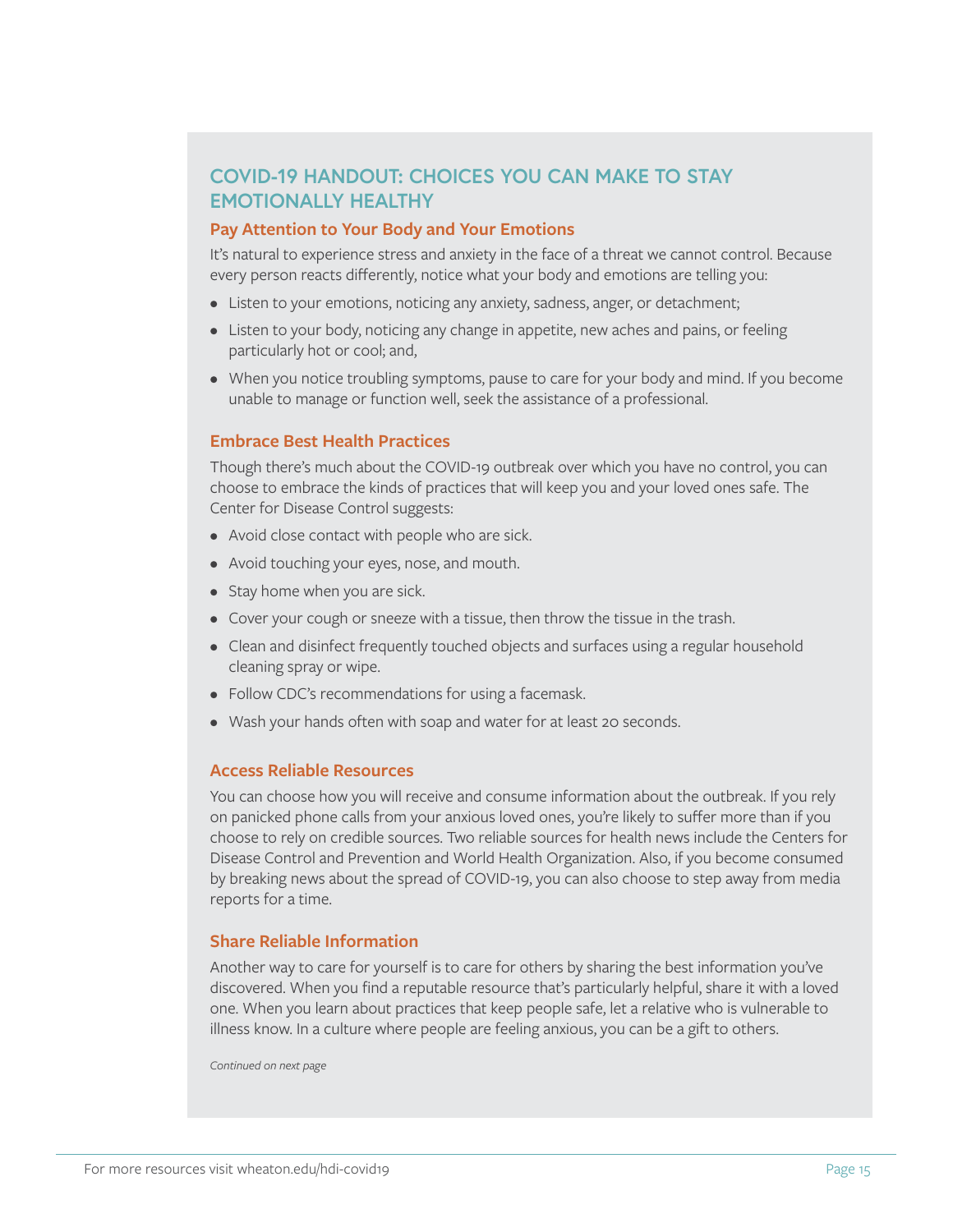## COVID-19 HANDOUT: CHOICES YOU CAN MAKE TO STAY EMOTIONALLY HEALTHY

### Pay Attention to Your Body and Your Emotions

It's natural to experience stress and anxiety in the face of a threat we cannot control. Because every person reacts differently, notice what your body and emotions are telling you:

- Listen to your emotions, noticing any anxiety, sadness, anger, or detachment;
- Listen to your body, noticing any change in appetite, new aches and pains, or feeling particularly hot or cool; and,
- When you notice troubling symptoms, pause to care for your body and mind. If you become unable to manage or function well, seek the assistance of a professional.

### Embrace Best Health Practices

Though there's much about the COVID-19 outbreak over which you have no control, you can choose to embrace the kinds of practices that will keep you and your loved ones safe. The Center for Disease Control suggests:

- Avoid close contact with people who are sick.
- Avoid touching your eyes, nose, and mouth.
- Stay home when you are sick.
- Cover your cough or sneeze with a tissue, then throw the tissue in the trash.
- Clean and disinfect frequently touched objects and surfaces using a regular household cleaning spray or wipe.
- Follow CDC's recommendations for using a facemask.
- Wash your hands often with soap and water for at least 20 seconds.

### Access Reliable Resources

You can choose how you will receive and consume information about the outbreak. If you rely on panicked phone calls from your anxious loved ones, you're likely to suffer more than if you choose to rely on credible sources. Two reliable sources for health news include the Centers for Disease Control and Prevention and World Health Organization. Also, if you become consumed by breaking news about the spread of COVID-19, you can also choose to step away from media reports for a time.

### Share Reliable Information

Another way to care for yourself is to care for others by sharing the best information you've discovered. When you find a reputable resource that's particularly helpful, share it with a loved one. When you learn about practices that keep people safe, let a relative who is vulnerable to illness know. In a culture where people are feeling anxious, you can be a gift to others.

*Continued on next page*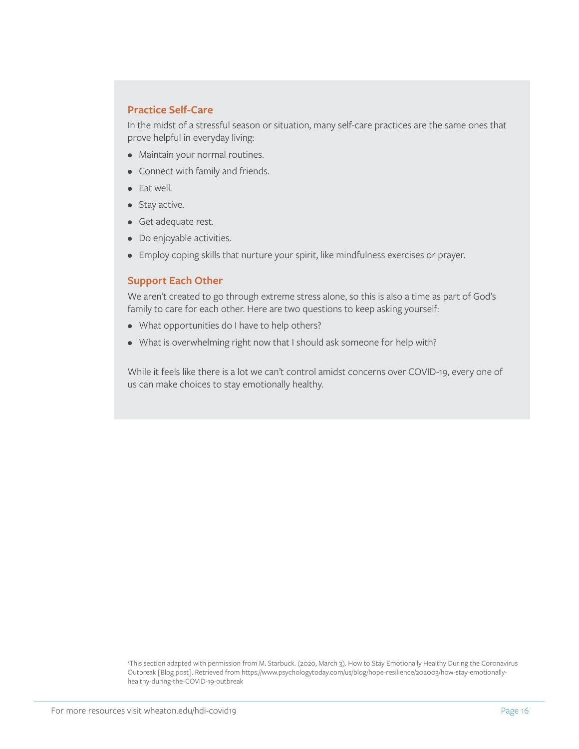### Practice Self-Care

In the midst of a stressful season or situation, many self-care practices are the same ones that prove helpful in everyday living:

- Maintain your normal routines.
- Connect with family and friends.
- Eat well.
- Stay active.
- Get adequate rest.
- Do enjoyable activities.
- Employ coping skills that nurture your spirit, like mindfulness exercises or prayer.

### Support Each Other

We aren't created to go through extreme stress alone, so this is also a time as part of God's family to care for each other. Here are two questions to keep asking yourself:

- What opportunities do I have to help others?
- What is overwhelming right now that I should ask someone for help with?

While it feels like there is a lot we can't control amidst concerns over COVID-19, every one of us can make choices to stay emotionally healthy.

[3]This section adapted with permission from M. Starbuck. (2020, March 3). How to Stay Emotionally Healthy During the Coronavirus Outbreak [Blog post]. Retrieved from https://www.psychologytoday.com/us/blog/hope-resilience/202003/how-stay-emotionally-healthy-during-the-COVID-19-outbreak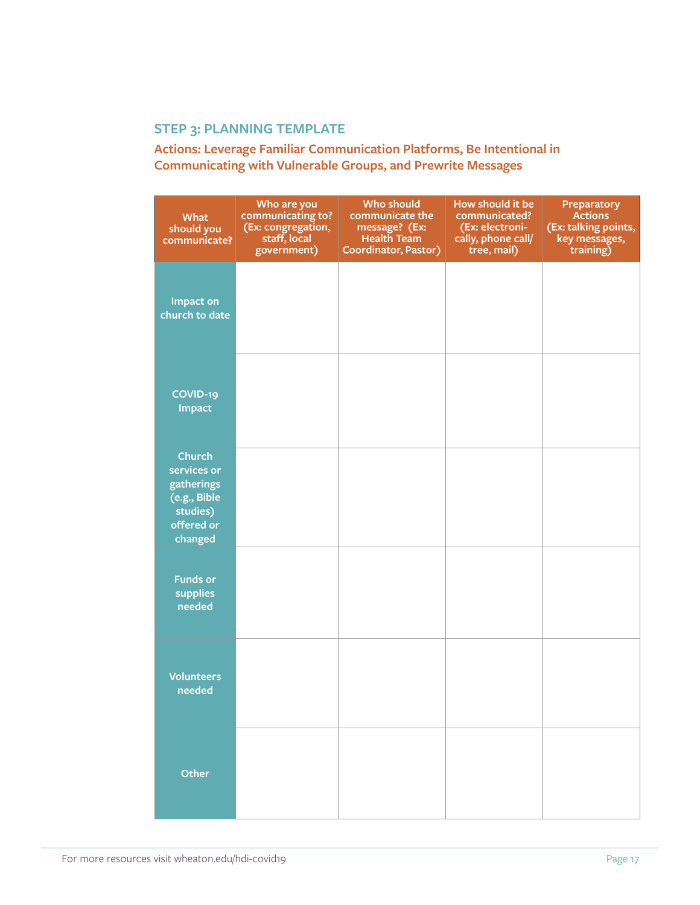## STEP 3: PLANNING TEMPLATE

### Actions: Leverage Familiar Communication Platforms, Be Intentional in Communicating with Vulnerable Groups, and Prewrite Messages

| What should you communicate? | Who are you communicating to? (Ex: congregation, staff, local government) | Who should communicate the message? (Ex: Health Team Coordinator, Pastor) | How should it be communicated? (Ex: electronically, phone call/tree, mail) | Preparatory Actions (Ex: talking points, key messages, training) |
|---|---|---|---|---|
| Impact on church to date | | | | |
| COVID-19 Impact | | | | |
| Church services or gatherings (e.g., Bible studies) offered or changed | | | | |
| Funds or supplies needed | | | | |
| Volunteers needed | | | | |
| Other | | | | |

For more resources visit wheaton.edu/hdi-covid19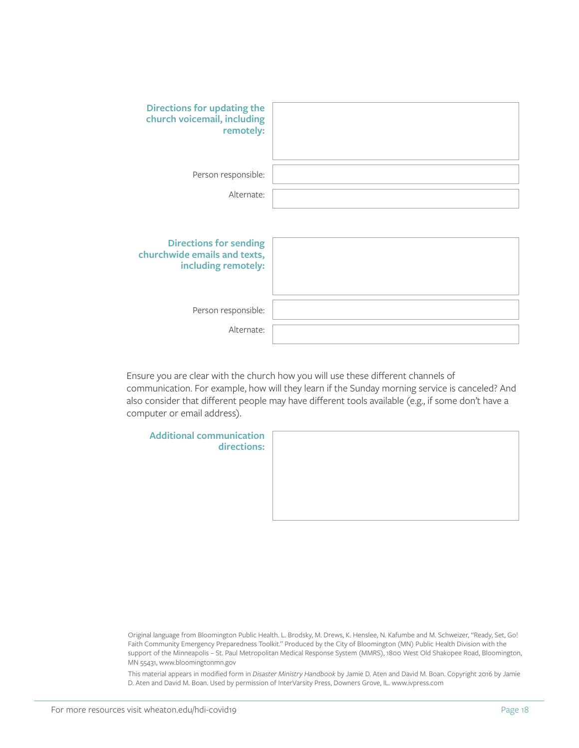**Directions for updating the church voicemail, including remotely:**

Person responsible:

Alternate:

**Directions for sending churchwide emails and texts, including remotely:**

Person responsible:

Alternate:

Ensure you are clear with the church how you will use these different channels of communication. For example, how will they learn if the Sunday morning service is canceled? And also consider that different people may have different tools available (e.g., if some don't have a computer or email address).

**Additional communication directions:**

Original language from Bloomington Public Health. L. Brodsky, M. Drews, K. Henslee, N. Kafumbe and M. Schweizer, "Ready, Set, Go! Faith Community Emergency Preparedness Toolkit." Produced by the City of Bloomington (MN) Public Health Division with the support of the Minneapolis – St. Paul Metropolitan Medical Response System (MMRS), 1800 West Old Shakopee Road, Bloomington, MN 55431, www.bloomingtonmn.gov

This material appears in modified form in *Disaster Ministry Handbook* by Jamie D. Aten and David M. Boan. Copyright 2016 by Jamie D. Aten and David M. Boan. Used by permission of InterVarsity Press, Downers Grove, IL. www.ivpress.com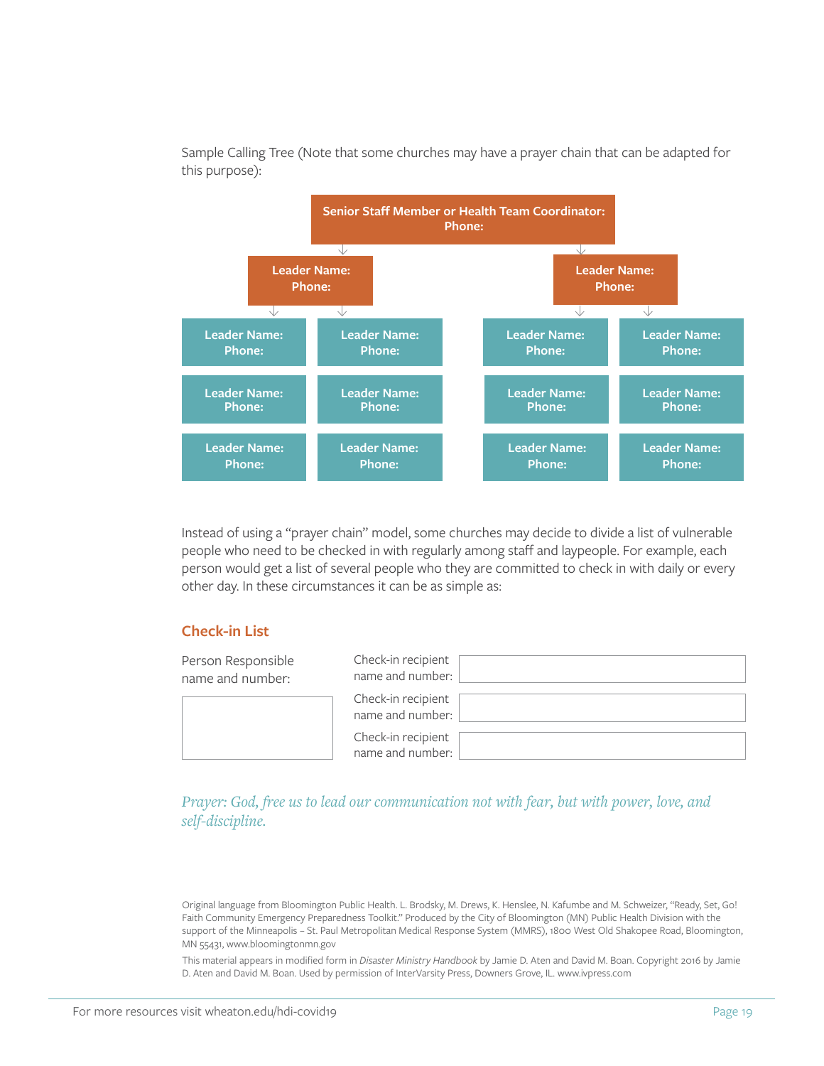Sample Calling Tree (Note that some churches may have a prayer chain that can be adapted for this purpose):

**Senior Staff Member or Health Team Coordinator:**
**Phone:**

| Leader Name: Phone: | | Leader Name: Phone: | |
|---|---|---|---|
| Leader Name: Phone: | Leader Name: Phone: | Leader Name: Phone: | Leader Name: Phone: |
| Leader Name: Phone: | Leader Name: Phone: | Leader Name: Phone: | Leader Name: Phone: |
| Leader Name: Phone: | Leader Name: Phone: | Leader Name: Phone: | Leader Name: Phone: |

Instead of using a "prayer chain" model, some churches may decide to divide a list of vulnerable people who need to be checked in with regularly among staff and laypeople. For example, each person would get a list of several people who they are committed to check in with daily or every other day. In these circumstances it can be as simple as:

### Check-in List

| Person Responsible name and number: | Check-in recipient name and number: | |
|---|---|---|
| | Check-in recipient name and number: | |
| | Check-in recipient name and number: | |

*Prayer: God, free us to lead our communication not with fear, but with power, love, and self-discipline.*

Original language from Bloomington Public Health. L. Brodsky, M. Drews, K. Henslee, N. Kafumbe and M. Schweizer, "Ready, Set, Go! Faith Community Emergency Preparedness Toolkit." Produced by the City of Bloomington (MN) Public Health Division with the support of the Minneapolis – St. Paul Metropolitan Medical Response System (MMRS), 1800 West Old Shakopee Road, Bloomington, MN 55431, www.bloomingtonmn.gov

This material appears in modified form in *Disaster Ministry Handbook* by Jamie D. Aten and David M. Boan. Copyright 2016 by Jamie D. Aten and David M. Boan. Used by permission of InterVarsity Press, Downers Grove, IL. www.ivpress.com

For more resources visit wheaton.edu/hdi-covid19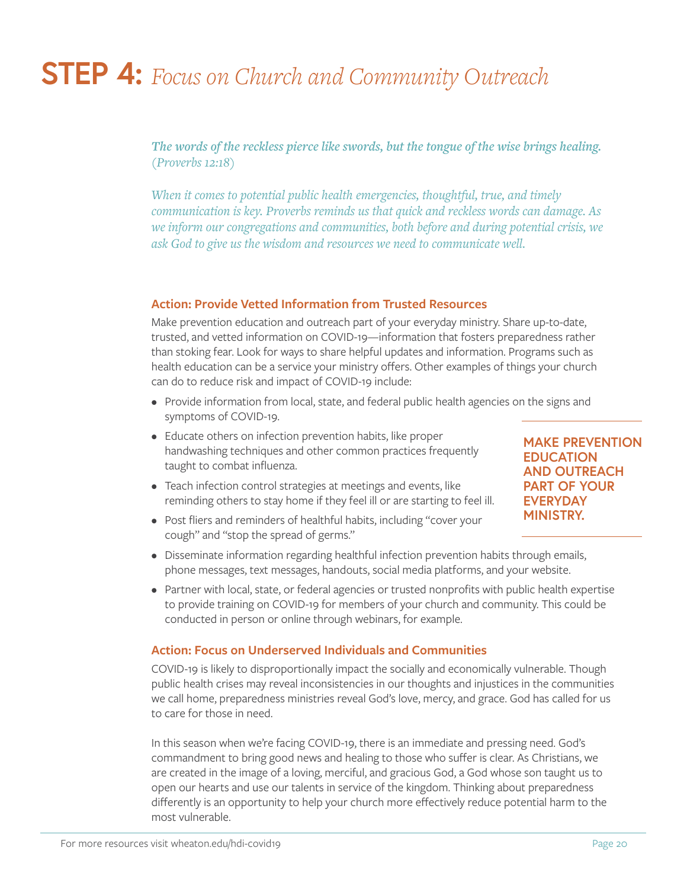# STEP 4: *Focus on Church and Community Outreach*

***The words of the reckless pierce like swords, but the tongue of the wise brings healing.** (Proverbs 12:18)*

*When it comes to potential public health emergencies, thoughtful, true, and timely communication is key. Proverbs reminds us that quick and reckless words can damage. As we inform our congregations and communities, both before and during potential crisis, we ask God to give us the wisdom and resources we need to communicate well.*

### Action: Provide Vetted Information from Trusted Resources

Make prevention education and outreach part of your everyday ministry. Share up-to-date, trusted, and vetted information on COVID-19—information that fosters preparedness rather than stoking fear. Look for ways to share helpful updates and information. Programs such as health education can be a service your ministry offers. Other examples of things your church can do to reduce risk and impact of COVID-19 include:

- Provide information from local, state, and federal public health agencies on the signs and symptoms of COVID-19.
- Educate others on infection prevention habits, like proper handwashing techniques and other common practices frequently taught to combat influenza.
- Teach infection control strategies at meetings and events, like reminding others to stay home if they feel ill or are starting to feel ill.
- Post fliers and reminders of healthful habits, including "cover your cough" and "stop the spread of germs."
- Disseminate information regarding healthful infection prevention habits through emails, phone messages, text messages, handouts, social media platforms, and your website.
- Partner with local, state, or federal agencies or trusted nonprofits with public health expertise to provide training on COVID-19 for members of your church and community. This could be conducted in person or online through webinars, for example.

**MAKE PREVENTION EDUCATION AND OUTREACH PART OF YOUR EVERYDAY MINISTRY.**

### Action: Focus on Underserved Individuals and Communities

COVID-19 is likely to disproportionally impact the socially and economically vulnerable. Though public health crises may reveal inconsistencies in our thoughts and injustices in the communities we call home, preparedness ministries reveal God's love, mercy, and grace. God has called for us to care for those in need.

In this season when we're facing COVID-19, there is an immediate and pressing need. God's commandment to bring good news and healing to those who suffer is clear. As Christians, we are created in the image of a loving, merciful, and gracious God, a God whose son taught us to open our hearts and use our talents in service of the kingdom. Thinking about preparedness differently is an opportunity to help your church more effectively reduce potential harm to the most vulnerable.

For more resources visit wheaton.edu/hdi-covid19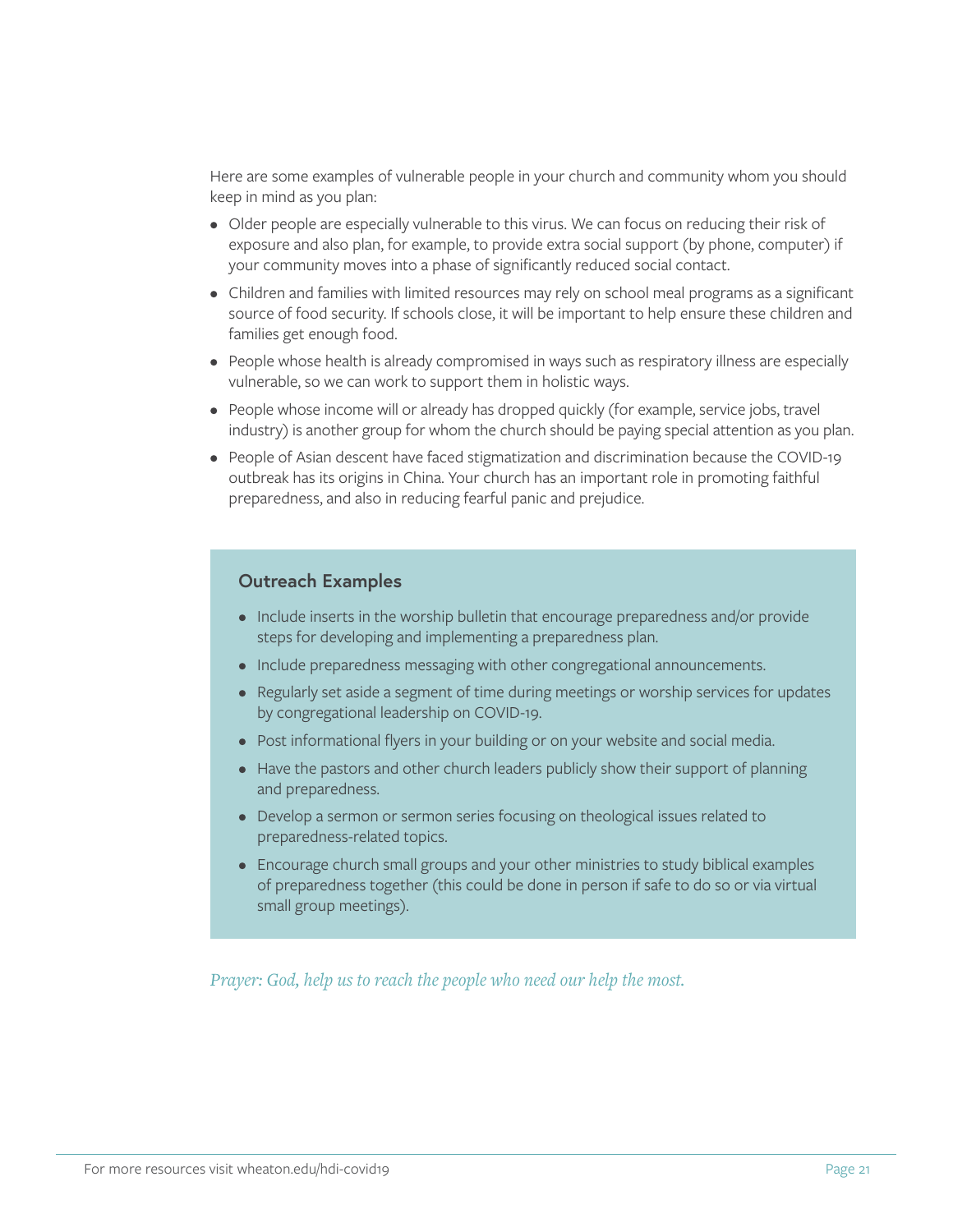Here are some examples of vulnerable people in your church and community whom you should keep in mind as you plan:

- Older people are especially vulnerable to this virus. We can focus on reducing their risk of exposure and also plan, for example, to provide extra social support (by phone, computer) if your community moves into a phase of significantly reduced social contact.
- Children and families with limited resources may rely on school meal programs as a significant source of food security. If schools close, it will be important to help ensure these children and families get enough food.
- People whose health is already compromised in ways such as respiratory illness are especially vulnerable, so we can work to support them in holistic ways.
- People whose income will or already has dropped quickly (for example, service jobs, travel industry) is another group for whom the church should be paying special attention as you plan.
- People of Asian descent have faced stigmatization and discrimination because the COVID-19 outbreak has its origins in China. Your church has an important role in promoting faithful preparedness, and also in reducing fearful panic and prejudice.

### Outreach Examples

- Include inserts in the worship bulletin that encourage preparedness and/or provide steps for developing and implementing a preparedness plan.
- Include preparedness messaging with other congregational announcements.
- Regularly set aside a segment of time during meetings or worship services for updates by congregational leadership on COVID-19.
- Post informational flyers in your building or on your website and social media.
- Have the pastors and other church leaders publicly show their support of planning and preparedness.
- Develop a sermon or sermon series focusing on theological issues related to preparedness-related topics.
- Encourage church small groups and your other ministries to study biblical examples of preparedness together (this could be done in person if safe to do so or via virtual small group meetings).

*Prayer: God, help us to reach the people who need our help the most.*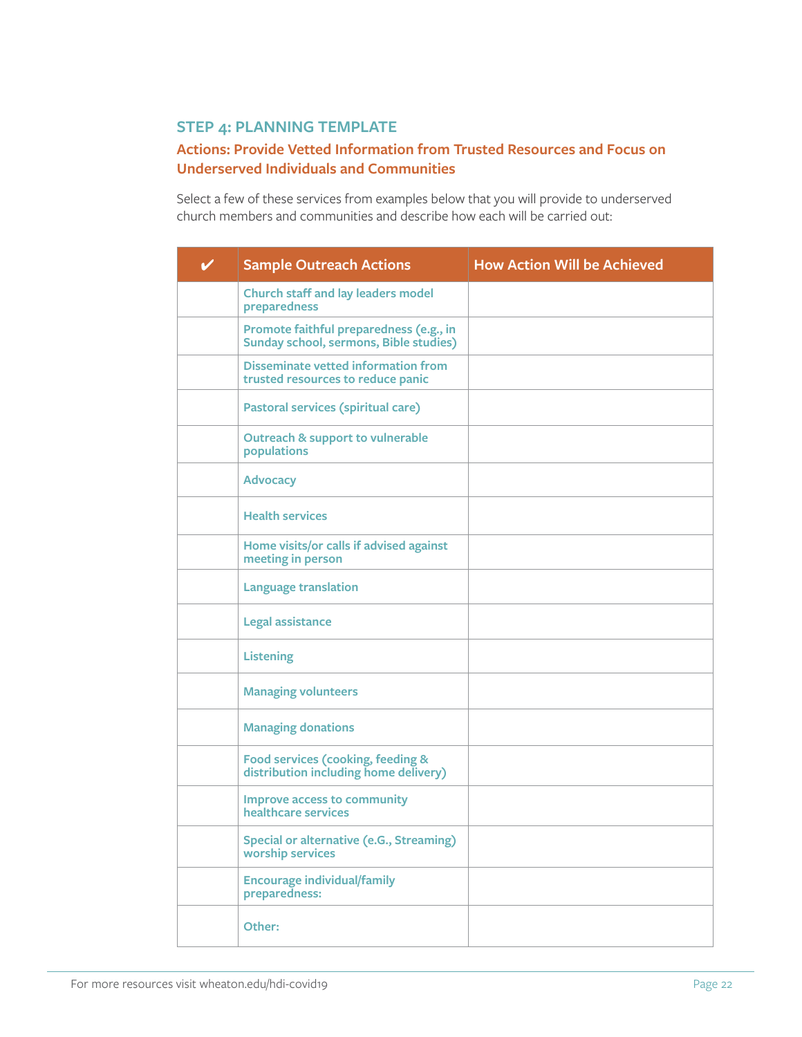## STEP 4: PLANNING TEMPLATE

### Actions: Provide Vetted Information from Trusted Resources and Focus on Underserved Individuals and Communities

Select a few of these services from examples below that you will provide to underserved church members and communities and describe how each will be carried out:

| ✔ | Sample Outreach Actions | How Action Will be Achieved |
|---|---|---|
| | Church staff and lay leaders model preparedness | |
| | Promote faithful preparedness (e.g., in Sunday school, sermons, Bible studies) | |
| | Disseminate vetted information from trusted resources to reduce panic | |
| | Pastoral services (spiritual care) | |
| | Outreach & support to vulnerable populations | |
| | Advocacy | |
| | Health services | |
| | Home visits/or calls if advised against meeting in person | |
| | Language translation | |
| | Legal assistance | |
| | Listening | |
| | Managing volunteers | |
| | Managing donations | |
| | Food services (cooking, feeding & distribution including home delivery) | |
| | Improve access to community healthcare services | |
| | Special or alternative (e.G., Streaming) worship services | |
| | Encourage individual/family preparedness: | |
| | Other: | |

For more resources visit wheaton.edu/hdi-covid19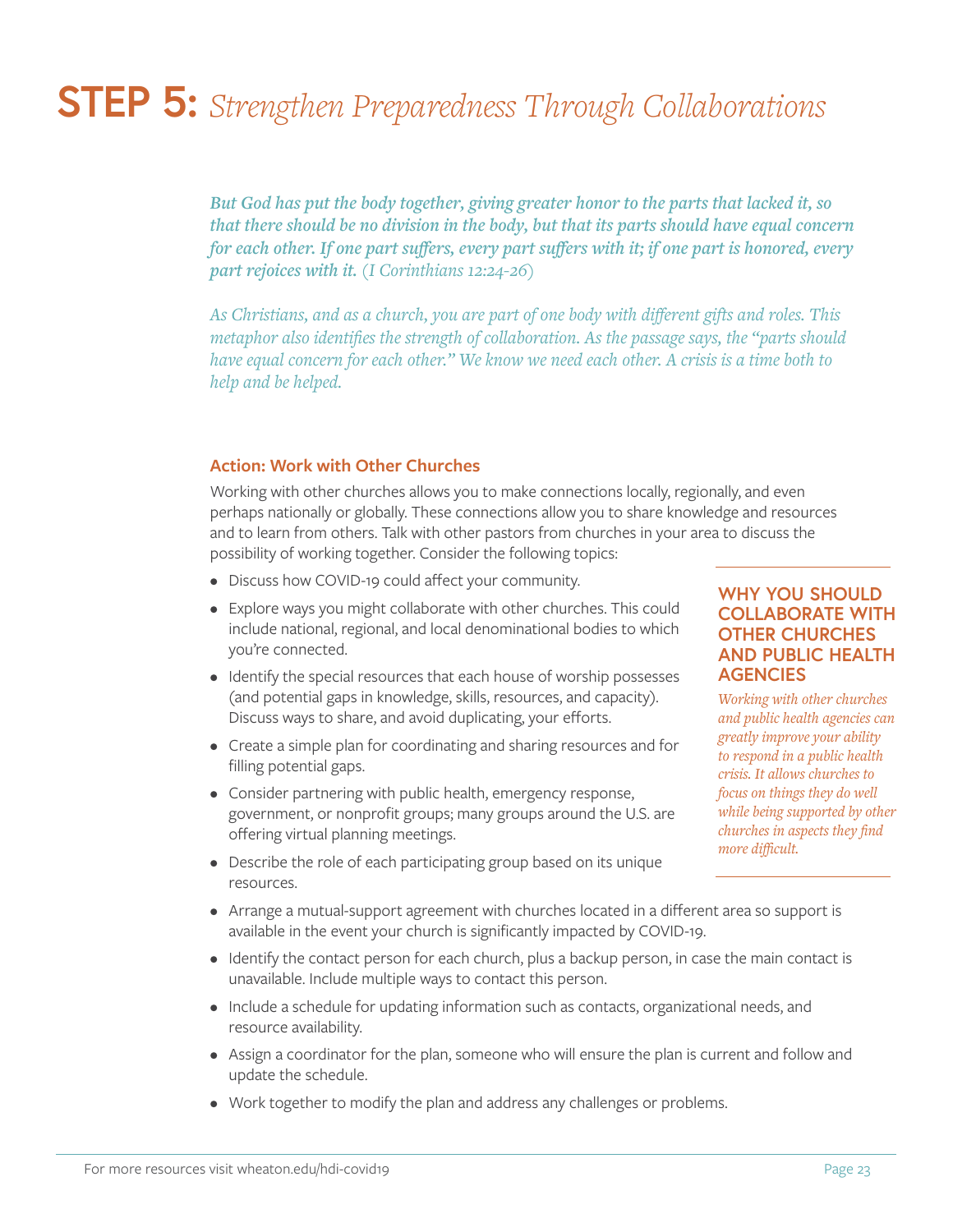# STEP 5: *Strengthen Preparedness Through Collaborations*

***But God has put the body together, giving greater honor to the parts that lacked it, so that there should be no division in the body, but that its parts should have equal concern for each other. If one part suffers, every part suffers with it; if one part is honored, every part rejoices with it.*** *(I Corinthians 12:24-26)*

*As Christians, and as a church, you are part of one body with different gifts and roles. This metaphor also identifies the strength of collaboration. As the passage says, the "parts should have equal concern for each other." We know we need each other. A crisis is a time both to help and be helped.*

### Action: Work with Other Churches

Working with other churches allows you to make connections locally, regionally, and even perhaps nationally or globally. These connections allow you to share knowledge and resources and to learn from others. Talk with other pastors from churches in your area to discuss the possibility of working together. Consider the following topics:

- Discuss how COVID-19 could affect your community.
- Explore ways you might collaborate with other churches. This could include national, regional, and local denominational bodies to which you're connected.
- Identify the special resources that each house of worship possesses (and potential gaps in knowledge, skills, resources, and capacity). Discuss ways to share, and avoid duplicating, your efforts.
- Create a simple plan for coordinating and sharing resources and for filling potential gaps.
- Consider partnering with public health, emergency response, government, or nonprofit groups; many groups around the U.S. are offering virtual planning meetings.
- Describe the role of each participating group based on its unique resources.
- Arrange a mutual-support agreement with churches located in a different area so support is available in the event your church is significantly impacted by COVID-19.
- Identify the contact person for each church, plus a backup person, in case the main contact is unavailable. Include multiple ways to contact this person.
- Include a schedule for updating information such as contacts, organizational needs, and resource availability.
- Assign a coordinator for the plan, someone who will ensure the plan is current and follow and update the schedule.
- Work together to modify the plan and address any challenges or problems.

#### WHY YOU SHOULD COLLABORATE WITH OTHER CHURCHES AND PUBLIC HEALTH AGENCIES

*Working with other churches and public health agencies can greatly improve your ability to respond in a public health crisis. It allows churches to focus on things they do well while being supported by other churches in aspects they find more difficult.*

For more resources visit wheaton.edu/hdi-covid19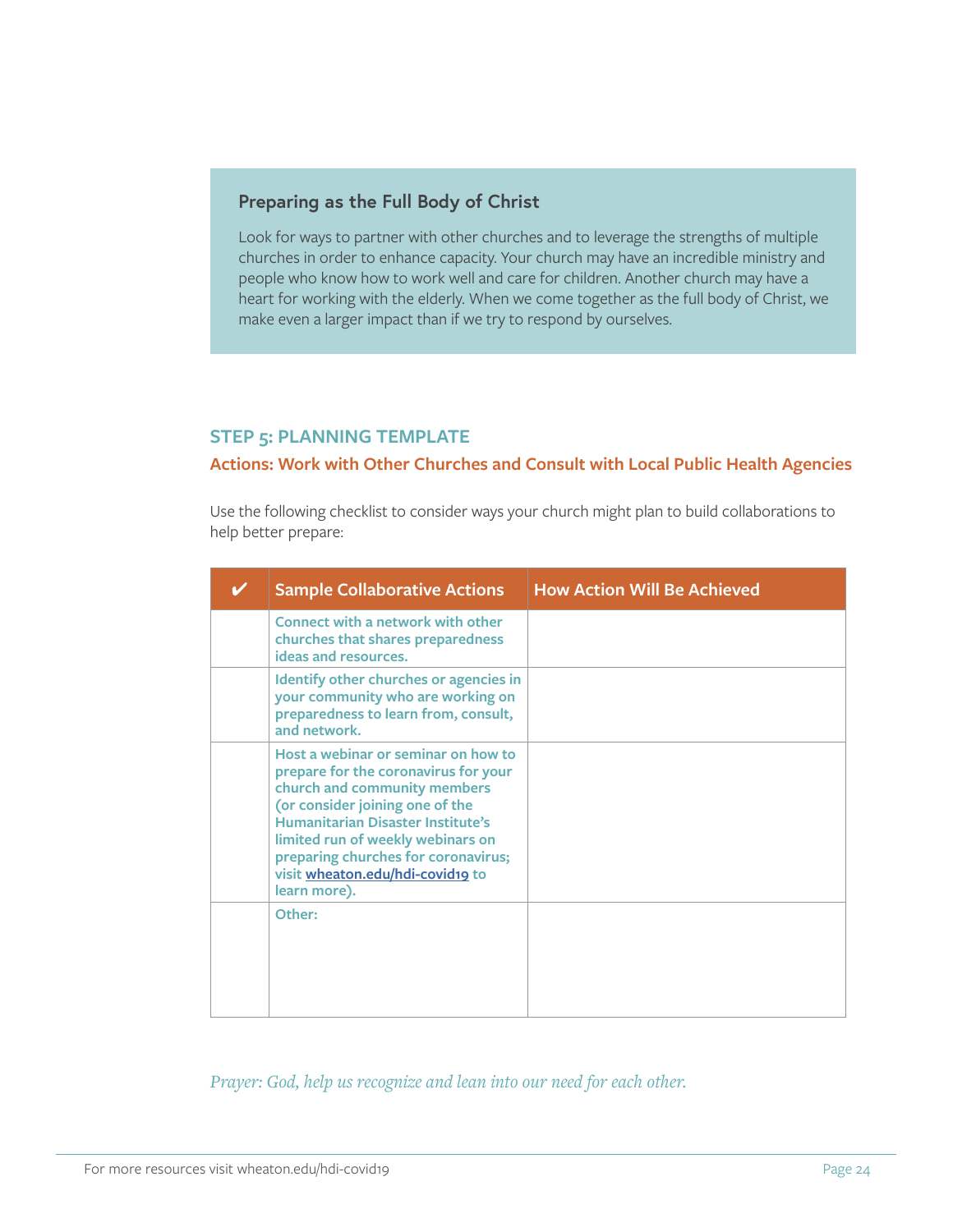### Preparing as the Full Body of Christ

Look for ways to partner with other churches and to leverage the strengths of multiple churches in order to enhance capacity. Your church may have an incredible ministry and people who know how to work well and care for children. Another church may have a heart for working with the elderly. When we come together as the full body of Christ, we make even a larger impact than if we try to respond by ourselves.

## STEP 5: PLANNING TEMPLATE

### Actions: Work with Other Churches and Consult with Local Public Health Agencies

Use the following checklist to consider ways your church might plan to build collaborations to help better prepare:

| ✔ | Sample Collaborative Actions | How Action Will Be Achieved |
|---|---|---|
| | Connect with a network with other churches that shares preparedness ideas and resources. | |
| | Identify other churches or agencies in your community who are working on preparedness to learn from, consult, and network. | |
| | Host a webinar or seminar on how to prepare for the coronavirus for your church and community members (or consider joining one of the Humanitarian Disaster Institute's limited run of weekly webinars on preparing churches for coronavirus; visit wheaton.edu/hdi-covid19 to learn more). | |
| | Other: | |

*Prayer: God, help us recognize and lean into our need for each other.*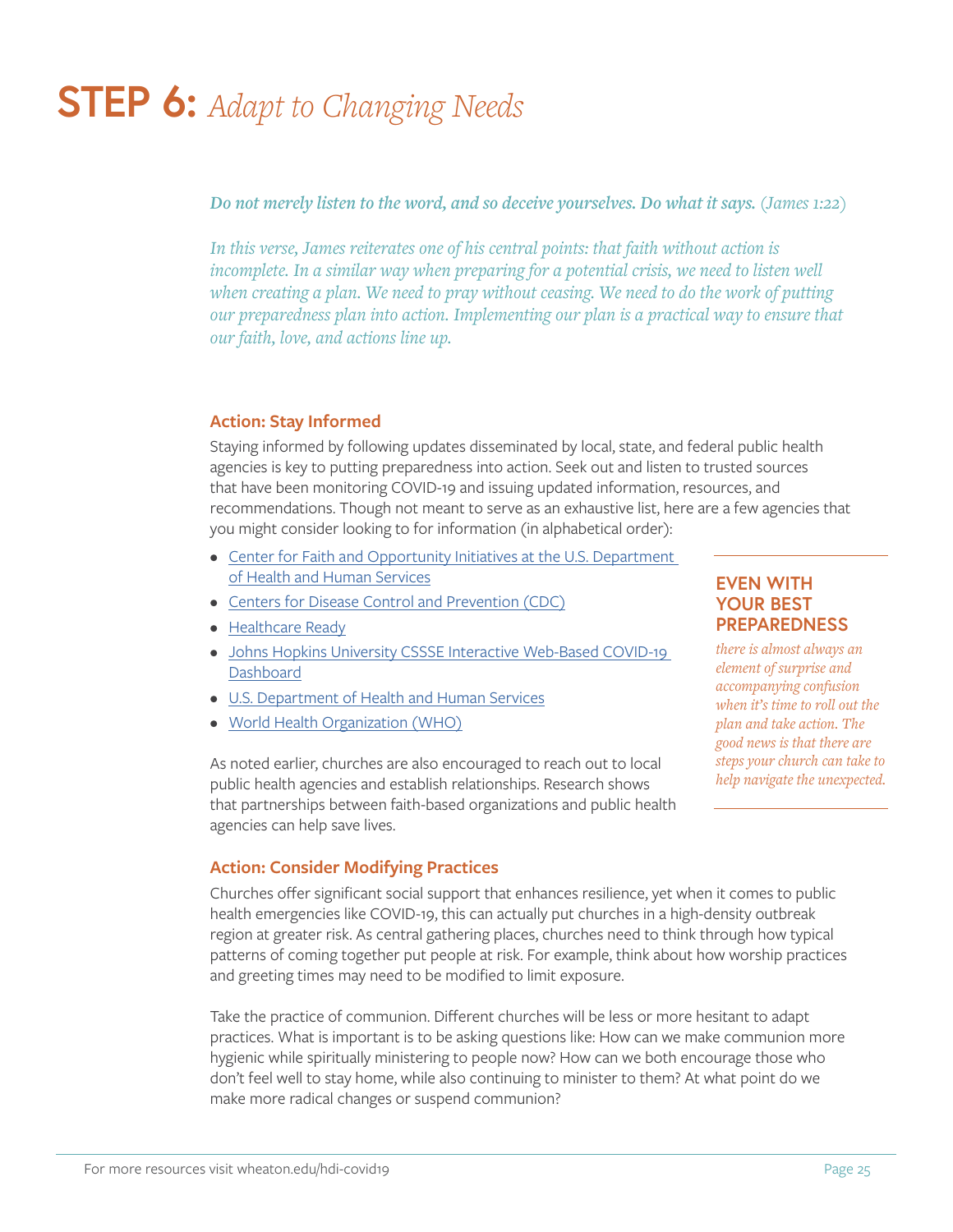# STEP 6: *Adapt to Changing Needs*

***Do not merely listen to the word, and so deceive yourselves. Do what it says.*** *(James 1:22)*

*In this verse, James reiterates one of his central points: that faith without action is incomplete. In a similar way when preparing for a potential crisis, we need to listen well when creating a plan. We need to pray without ceasing. We need to do the work of putting our preparedness plan into action. Implementing our plan is a practical way to ensure that our faith, love, and actions line up.*

### Action: Stay Informed

Staying informed by following updates disseminated by local, state, and federal public health agencies is key to putting preparedness into action. Seek out and listen to trusted sources that have been monitoring COVID-19 and issuing updated information, resources, and recommendations. Though not meant to serve as an exhaustive list, here are a few agencies that you might consider looking to for information (in alphabetical order):

- Center for Faith and Opportunity Initiatives at the U.S. Department of Health and Human Services
- Centers for Disease Control and Prevention (CDC)
- Healthcare Ready
- Johns Hopkins University CSSSE Interactive Web-Based COVID-19 Dashboard
- U.S. Department of Health and Human Services
- World Health Organization (WHO)

As noted earlier, churches are also encouraged to reach out to local public health agencies and establish relationships. Research shows that partnerships between faith-based organizations and public health agencies can help save lives.

**EVEN WITH YOUR BEST PREPAREDNESS** *there is almost always an element of surprise and accompanying confusion when it's time to roll out the plan and take action. The good news is that there are steps your church can take to help navigate the unexpected.*

### Action: Consider Modifying Practices

Churches offer significant social support that enhances resilience, yet when it comes to public health emergencies like COVID-19, this can actually put churches in a high-density outbreak region at greater risk. As central gathering places, churches need to think through how typical patterns of coming together put people at risk. For example, think about how worship practices and greeting times may need to be modified to limit exposure.

Take the practice of communion. Different churches will be less or more hesitant to adapt practices. What is important is to be asking questions like: How can we make communion more hygienic while spiritually ministering to people now? How can we both encourage those who don't feel well to stay home, while also continuing to minister to them? At what point do we make more radical changes or suspend communion?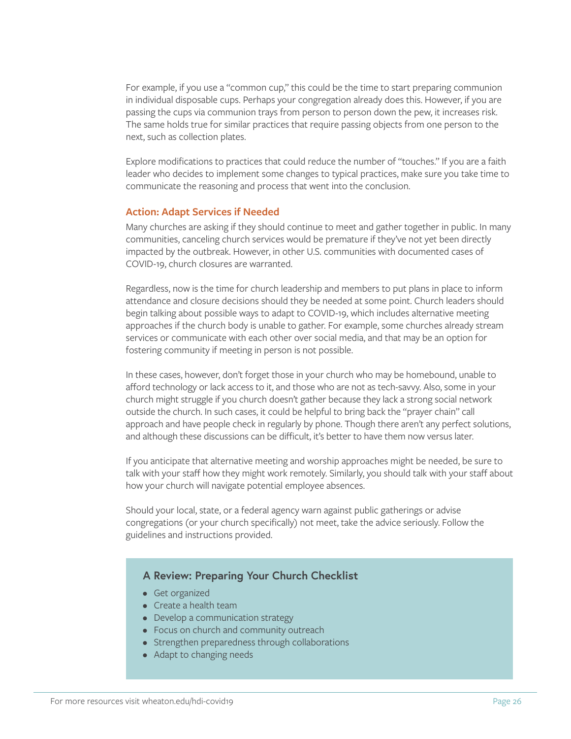For example, if you use a "common cup," this could be the time to start preparing communion in individual disposable cups. Perhaps your congregation already does this. However, if you are passing the cups via communion trays from person to person down the pew, it increases risk. The same holds true for similar practices that require passing objects from one person to the next, such as collection plates.

Explore modifications to practices that could reduce the number of "touches." If you are a faith leader who decides to implement some changes to typical practices, make sure you take time to communicate the reasoning and process that went into the conclusion.

### Action: Adapt Services if Needed

Many churches are asking if they should continue to meet and gather together in public. In many communities, canceling church services would be premature if they've not yet been directly impacted by the outbreak. However, in other U.S. communities with documented cases of COVID-19, church closures are warranted.

Regardless, now is the time for church leadership and members to put plans in place to inform attendance and closure decisions should they be needed at some point. Church leaders should begin talking about possible ways to adapt to COVID-19, which includes alternative meeting approaches if the church body is unable to gather. For example, some churches already stream services or communicate with each other over social media, and that may be an option for fostering community if meeting in person is not possible.

In these cases, however, don't forget those in your church who may be homebound, unable to afford technology or lack access to it, and those who are not as tech-savvy. Also, some in your church might struggle if you church doesn't gather because they lack a strong social network outside the church. In such cases, it could be helpful to bring back the "prayer chain" call approach and have people check in regularly by phone. Though there aren't any perfect solutions, and although these discussions can be difficult, it's better to have them now versus later.

If you anticipate that alternative meeting and worship approaches might be needed, be sure to talk with your staff how they might work remotely. Similarly, you should talk with your staff about how your church will navigate potential employee absences.

Should your local, state, or a federal agency warn against public gatherings or advise congregations (or your church specifically) not meet, take the advice seriously. Follow the guidelines and instructions provided.

### A Review: Preparing Your Church Checklist

- Get organized
- Create a health team
- Develop a communication strategy
- Focus on church and community outreach
- Strengthen preparedness through collaborations
- Adapt to changing needs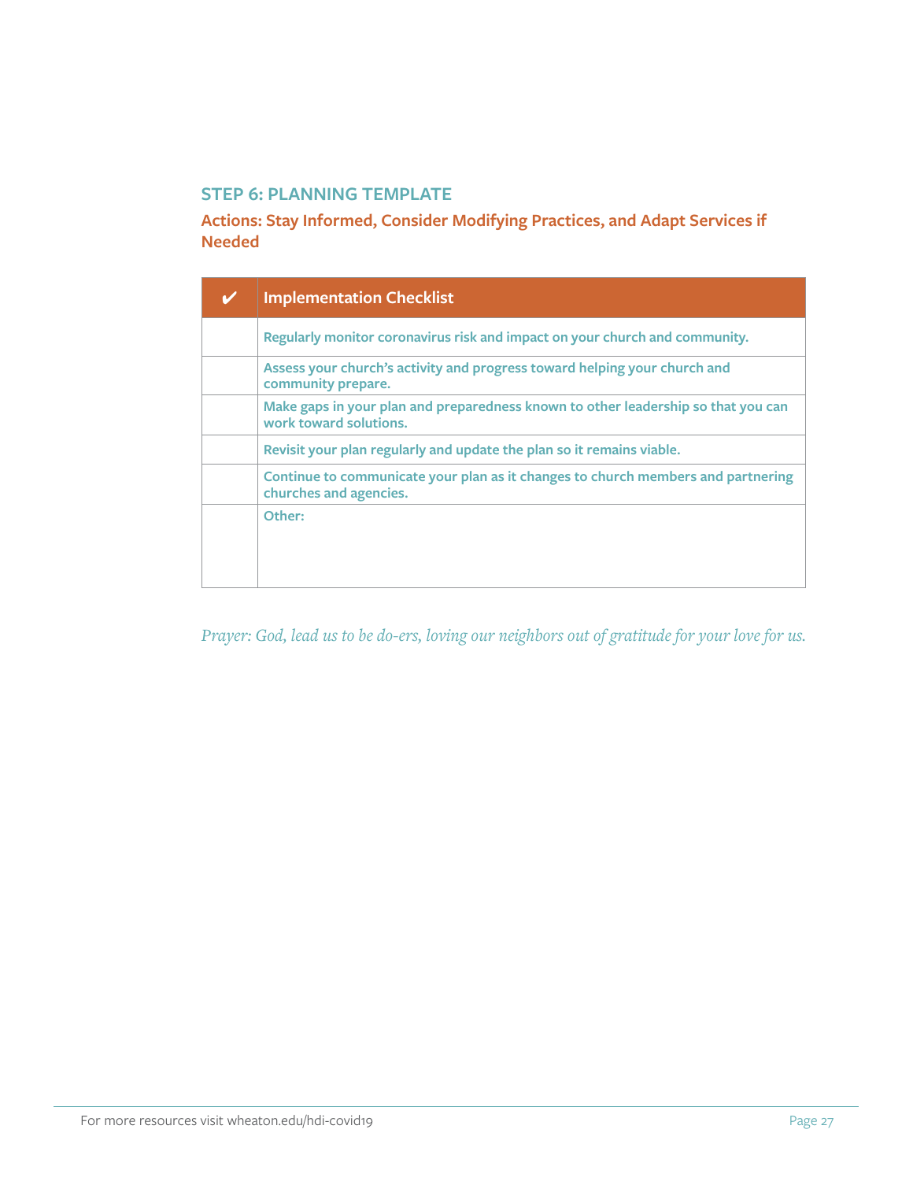## STEP 6: PLANNING TEMPLATE

### Actions: Stay Informed, Consider Modifying Practices, and Adapt Services if Needed

| ✔ | Implementation Checklist |
|---|---|
| | Regularly monitor coronavirus risk and impact on your church and community. |
| | Assess your church's activity and progress toward helping your church and community prepare. |
| | Make gaps in your plan and preparedness known to other leadership so that you can work toward solutions. |
| | Revisit your plan regularly and update the plan so it remains viable. |
| | Continue to communicate your plan as it changes to church members and partnering churches and agencies. |
| | Other: |

*Prayer: God, lead us to be do-ers, loving our neighbors out of gratitude for your love for us.*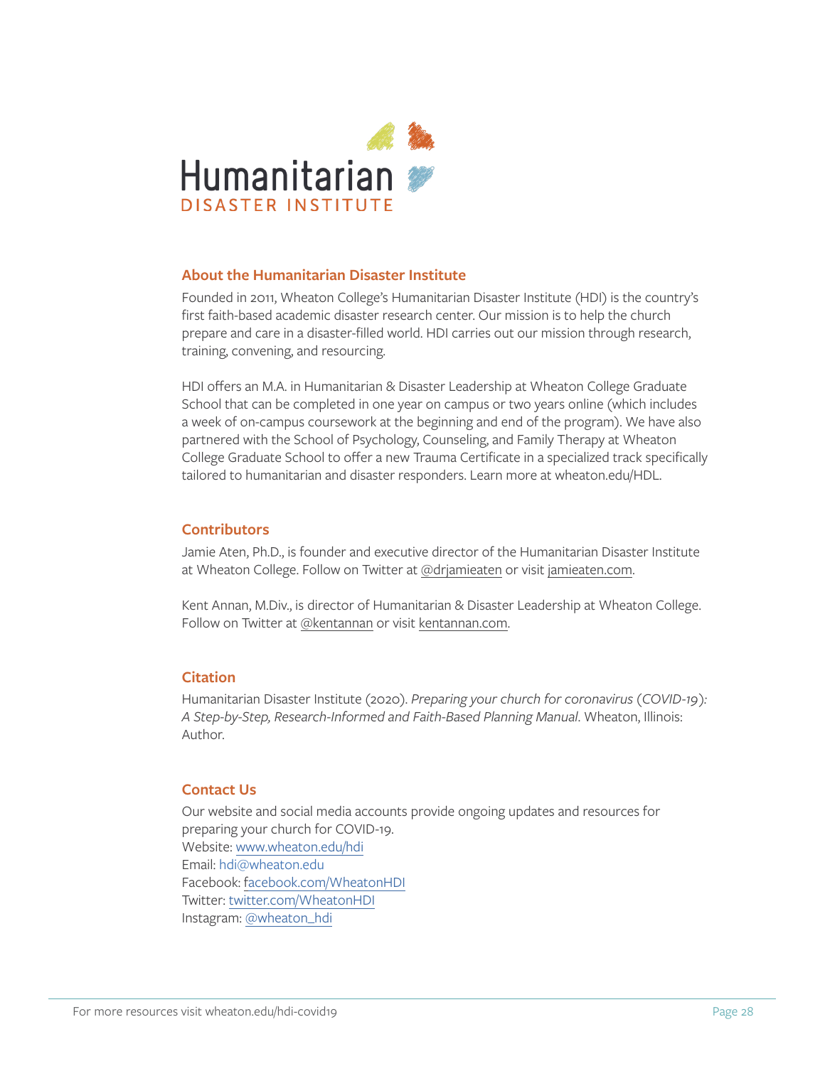Humanitarian
DISASTER INSTITUTE

## About the Humanitarian Disaster Institute

Founded in 2011, Wheaton College's Humanitarian Disaster Institute (HDI) is the country's first faith-based academic disaster research center. Our mission is to help the church prepare and care in a disaster-filled world. HDI carries out our mission through research, training, convening, and resourcing.

HDI offers an M.A. in Humanitarian & Disaster Leadership at Wheaton College Graduate School that can be completed in one year on campus or two years online (which includes a week of on-campus coursework at the beginning and end of the program). We have also partnered with the School of Psychology, Counseling, and Family Therapy at Wheaton College Graduate School to offer a new Trauma Certificate in a specialized track specifically tailored to humanitarian and disaster responders. Learn more at wheaton.edu/HDL.

## Contributors

Jamie Aten, Ph.D., is founder and executive director of the Humanitarian Disaster Institute at Wheaton College. Follow on Twitter at @drjamieaten or visit jamieaten.com.

Kent Annan, M.Div., is director of Humanitarian & Disaster Leadership at Wheaton College. Follow on Twitter at @kentannan or visit kentannan.com.

## Citation

Humanitarian Disaster Institute (2020). *Preparing your church for coronavirus (COVID-19): A Step-by-Step, Research-Informed and Faith-Based Planning Manual*. Wheaton, Illinois: Author.

## Contact Us

Our website and social media accounts provide ongoing updates and resources for preparing your church for COVID-19.
Website: www.wheaton.edu/hdi
Email: hdi@wheaton.edu
Facebook: facebook.com/WheatonHDI
Twitter: twitter.com/WheatonHDI
Instagram: @wheaton_hdi